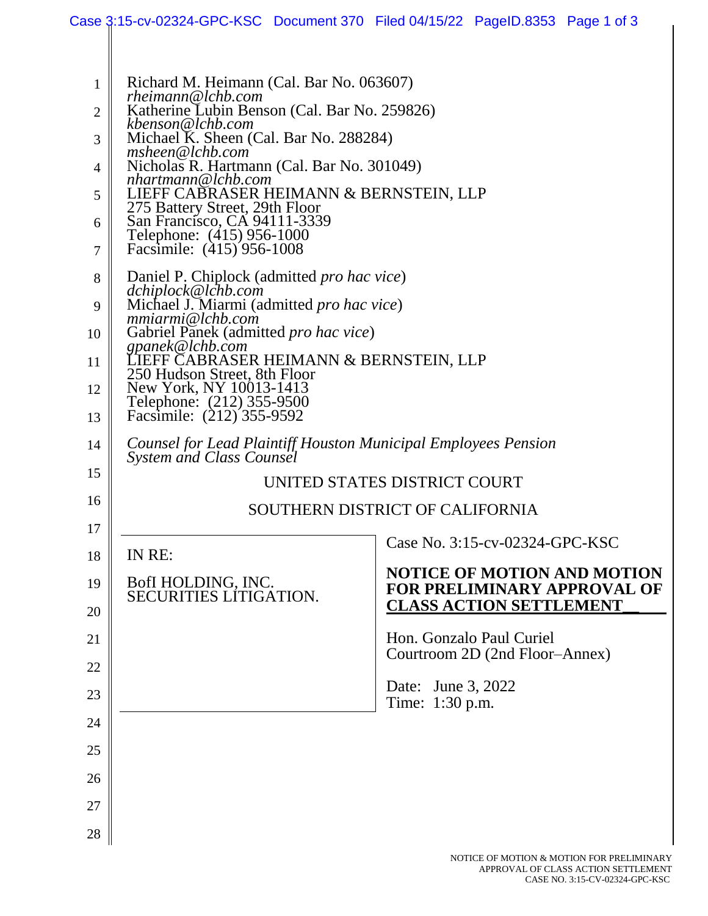Richard M. Heimann (Cal. Bar No. 063607)
*rheimann@lchb.com*
Katherine Lubin Benson (Cal. Bar No. 259826)
*kbenson@lchb.com*
Michael K. Sheen (Cal. Bar No. 288284)
*msheen@lchb.com*
Nicholas R. Hartmann (Cal. Bar No. 301049)
*nhartmann@lchb.com*
LIEFF CABRASER HEIMANN & BERNSTEIN, LLP
275 Battery Street, 29th Floor
San Francisco, CA 94111-3339
Telephone: (415) 956-1000
Facsimile: (415) 956-1008

Daniel P. Chiplock (admitted *pro hac vice*)
*dchiplock@lchb.com*
Michael J. Miarmi (admitted *pro hac vice*)
*mmiarmi@lchb.com*
Gabriel Panek (admitted *pro hac vice*)
*gpanek@lchb.com*
LIEFF CABRASER HEIMANN & BERNSTEIN, LLP
250 Hudson Street, 8th Floor
New York, NY 10013-1413
Telephone: (212) 355-9500
Facsimile: (212) 355-9592

*Counsel for Lead Plaintiff Houston Municipal Employees Pension System and Class Counsel*

UNITED STATES DISTRICT COURT

SOUTHERN DISTRICT OF CALIFORNIA

| IN RE: BofI HOLDING, INC. SECURITIES LITIGATION. | Case No. 3:15-cv-02324-GPC-KSC<br><br>**NOTICE OF MOTION AND MOTION FOR PRELIMINARY APPROVAL OF CLASS ACTION SETTLEMENT**<br><br>Hon. Gonzalo Paul Curiel<br>Courtroom 2D (2nd Floor–Annex)<br><br>Date: June 3, 2022<br>Time: 1:30 p.m. |
|---|---|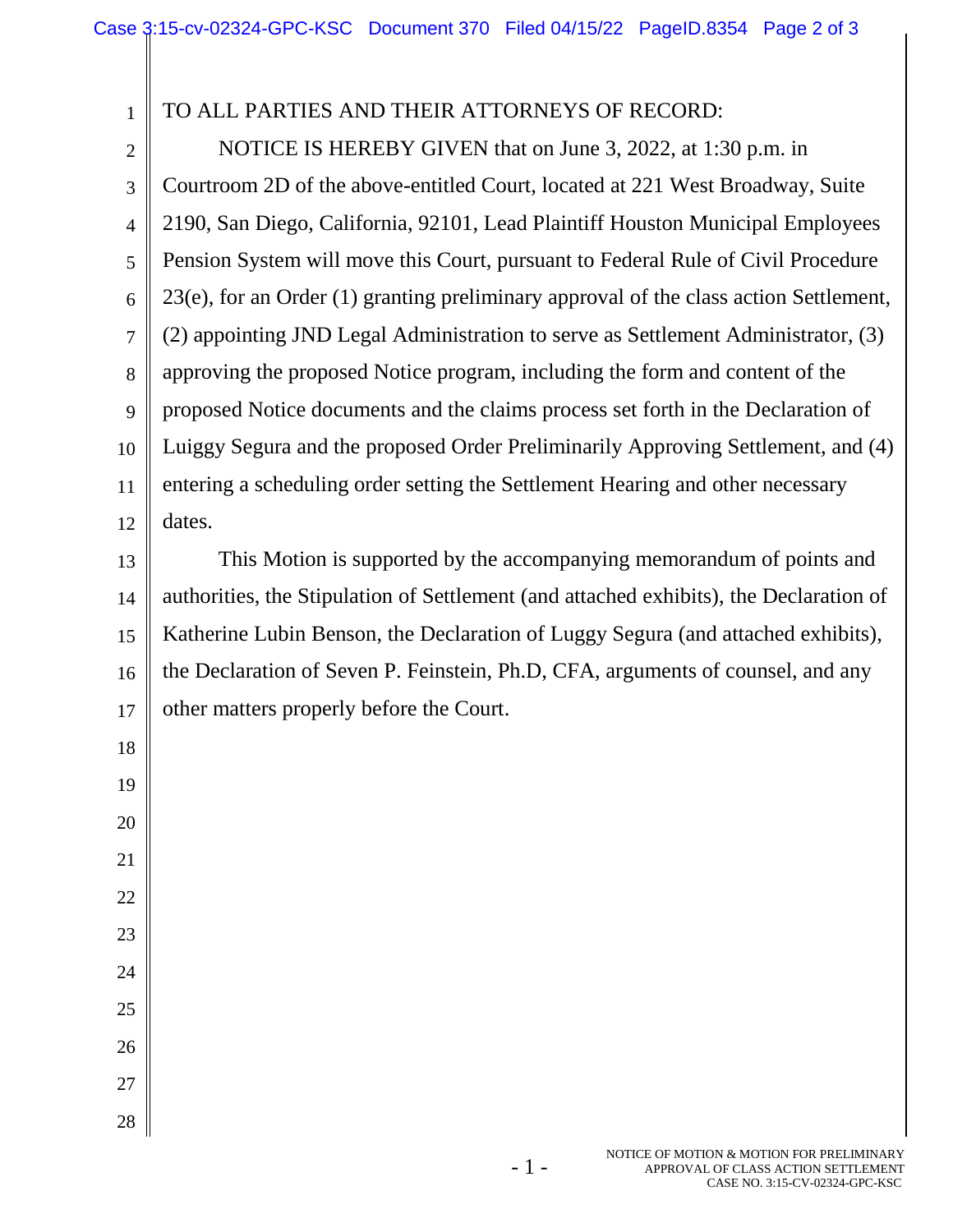TO ALL PARTIES AND THEIR ATTORNEYS OF RECORD:

NOTICE IS HEREBY GIVEN that on June 3, 2022, at 1:30 p.m. in Courtroom 2D of the above-entitled Court, located at 221 West Broadway, Suite 2190, San Diego, California, 92101, Lead Plaintiff Houston Municipal Employees Pension System will move this Court, pursuant to Federal Rule of Civil Procedure 23(e), for an Order (1) granting preliminary approval of the class action Settlement, (2) appointing JND Legal Administration to serve as Settlement Administrator, (3) approving the proposed Notice program, including the form and content of the proposed Notice documents and the claims process set forth in the Declaration of Luiggy Segura and the proposed Order Preliminarily Approving Settlement, and (4) entering a scheduling order setting the Settlement Hearing and other necessary dates.

This Motion is supported by the accompanying memorandum of points and authorities, the Stipulation of Settlement (and attached exhibits), the Declaration of Katherine Lubin Benson, the Declaration of Luggy Segura (and attached exhibits), the Declaration of Seven P. Feinstein, Ph.D, CFA, arguments of counsel, and any other matters properly before the Court.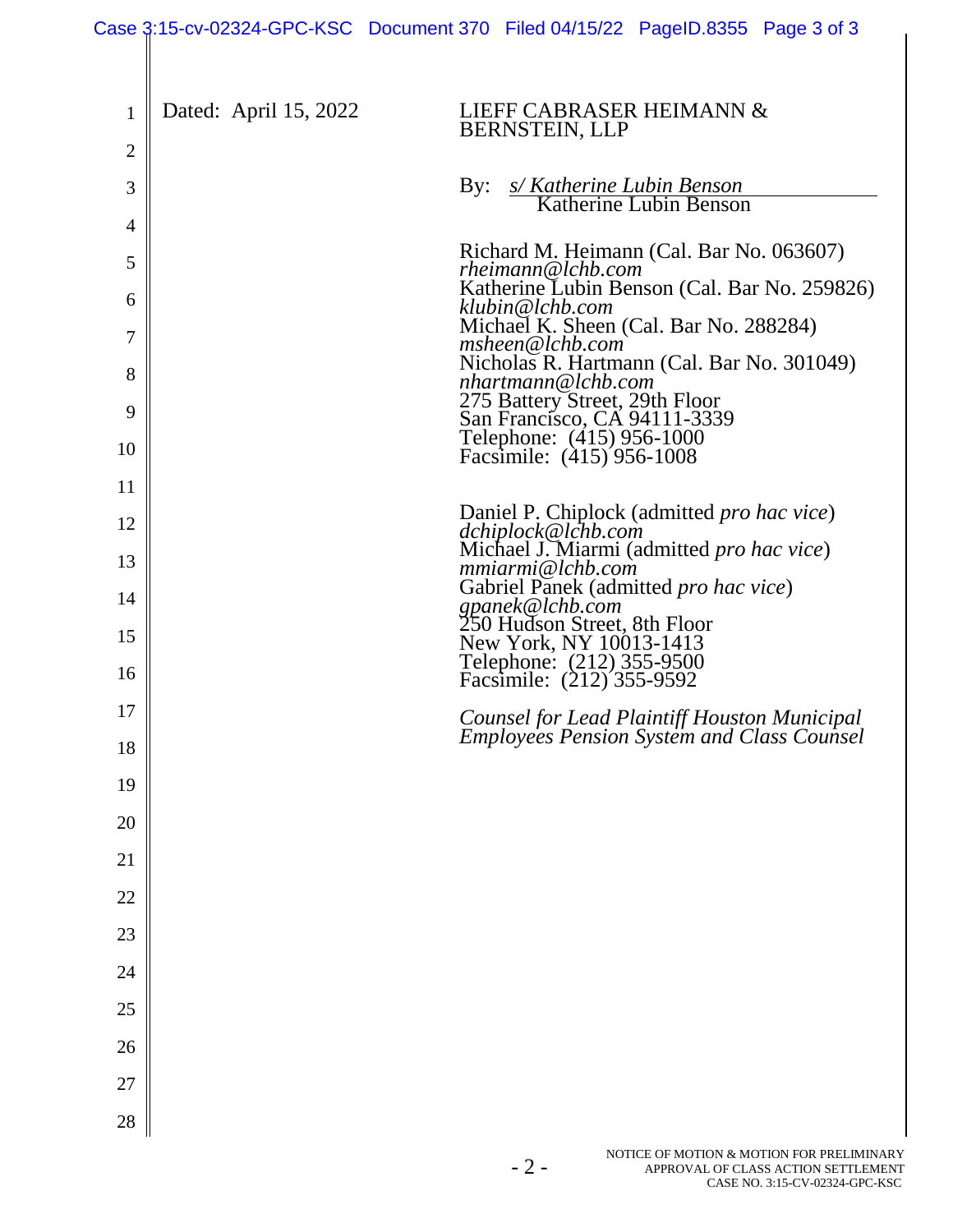Dated: April 15, 2022

LIEFF CABRASER HEIMANN & BERNSTEIN, LLP

By: *s/ Katherine Lubin Benson*
Katherine Lubin Benson

Richard M. Heimann (Cal. Bar No. 063607)
*rheimann@lchb.com*
Katherine Lubin Benson (Cal. Bar No. 259826)
*klubin@lchb.com*
Michael K. Sheen (Cal. Bar No. 288284)
*msheen@lchb.com*
Nicholas R. Hartmann (Cal. Bar No. 301049)
*nhartmann@lchb.com*
275 Battery Street, 29th Floor
San Francisco, CA 94111-3339
Telephone: (415) 956-1000
Facsimile: (415) 956-1008

Daniel P. Chiplock (admitted *pro hac vice*)
*dchiplock@lchb.com*
Michael J. Miarmi (admitted *pro hac vice*)
*mmiarmi@lchb.com*
Gabriel Panek (admitted *pro hac vice*)
*gpanek@lchb.com*
250 Hudson Street, 8th Floor
New York, NY 10013-1413
Telephone: (212) 355-9500
Facsimile: (212) 355-9592

*Counsel for Lead Plaintiff Houston Municipal Employees Pension System and Class Counsel*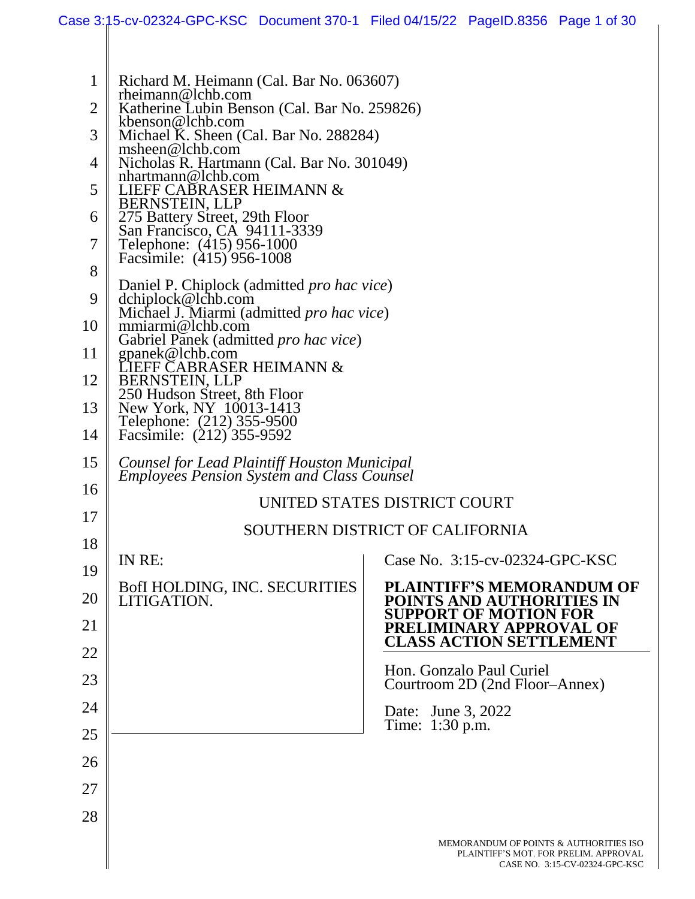Richard M. Heimann (Cal. Bar No. 063607)
rheimann@lchb.com
Katherine Lubin Benson (Cal. Bar No. 259826)
kbenson@lchb.com
Michael K. Sheen (Cal. Bar No. 288284)
msheen@lchb.com
Nicholas R. Hartmann (Cal. Bar No. 301049)
nhartmann@lchb.com
LIEFF CABRASER HEIMANN & BERNSTEIN, LLP
275 Battery Street, 29th Floor
San Francisco, CA 94111-3339
Telephone: (415) 956-1000
Facsimile: (415) 956-1008

Daniel P. Chiplock (admitted *pro hac vice*)
dchiplock@lchb.com
Michael J. Miarmi (admitted *pro hac vice*)
mmiarmi@lchb.com
Gabriel Panek (admitted *pro hac vice*)
gpanek@lchb.com
LIEFF CABRASER HEIMANN & BERNSTEIN, LLP
250 Hudson Street, 8th Floor
New York, NY 10013-1413
Telephone: (212) 355-9500
Facsimile: (212) 355-9592

*Counsel for Lead Plaintiff Houston Municipal Employees Pension System and Class Counsel*

UNITED STATES DISTRICT COURT

SOUTHERN DISTRICT OF CALIFORNIA

IN RE:

BofI HOLDING, INC. SECURITIES LITIGATION.

Case No. 3:15-cv-02324-GPC-KSC

**PLAINTIFF'S MEMORANDUM OF POINTS AND AUTHORITIES IN SUPPORT OF MOTION FOR PRELIMINARY APPROVAL OF CLASS ACTION SETTLEMENT**

Hon. Gonzalo Paul Curiel
Courtroom 2D (2nd Floor–Annex)

Date: June 3, 2022
Time: 1:30 p.m.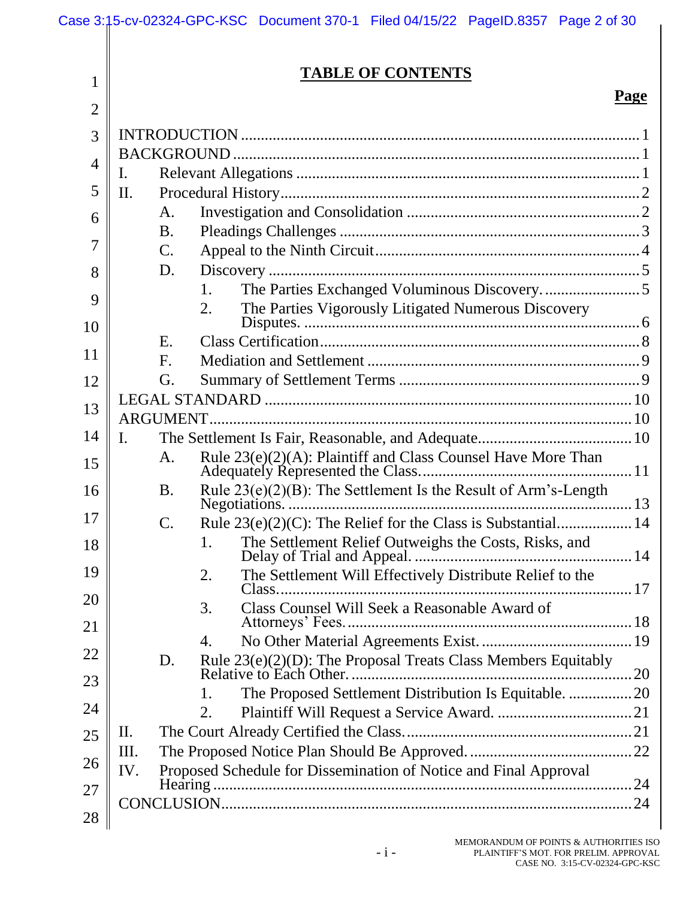# TABLE OF CONTENTS

**Page**

INTRODUCTION ..... 1

BACKGROUND ..... 1

I. Relevant Allegations ..... 1

II. Procedural History ..... 2

  A. Investigation and Consolidation ..... 2

  B. Pleadings Challenges ..... 3

  C. Appeal to the Ninth Circuit ..... 4

  D. Discovery ..... 5

    1. The Parties Exchanged Voluminous Discovery. ..... 5

    2. The Parties Vigorously Litigated Numerous Discovery Disputes. ..... 6

  E. Class Certification ..... 8

  F. Mediation and Settlement ..... 9

  G. Summary of Settlement Terms ..... 9

LEGAL STANDARD ..... 10

ARGUMENT ..... 10

I. The Settlement Is Fair, Reasonable, and Adequate ..... 10

  A. Rule 23(e)(2)(A): Plaintiff and Class Counsel Have More Than Adequately Represented the Class. ..... 11

  B. Rule 23(e)(2)(B): The Settlement Is the Result of Arm's-Length Negotiations. ..... 13

  C. Rule 23(e)(2)(C): The Relief for the Class is Substantial ..... 14

    1. The Settlement Relief Outweighs the Costs, Risks, and Delay of Trial and Appeal. ..... 14

    2. The Settlement Will Effectively Distribute Relief to the Class. ..... 17

    3. Class Counsel Will Seek a Reasonable Award of Attorneys' Fees. ..... 18

    4. No Other Material Agreements Exist. ..... 19

  D. Rule 23(e)(2)(D): The Proposal Treats Class Members Equitably Relative to Each Other. ..... 20

    1. The Proposed Settlement Distribution Is Equitable. ..... 20

    2. Plaintiff Will Request a Service Award. ..... 21

II. The Court Already Certified the Class. ..... 21

III. The Proposed Notice Plan Should Be Approved. ..... 22

IV. Proposed Schedule for Dissemination of Notice and Final Approval Hearing ..... 24

CONCLUSION ..... 24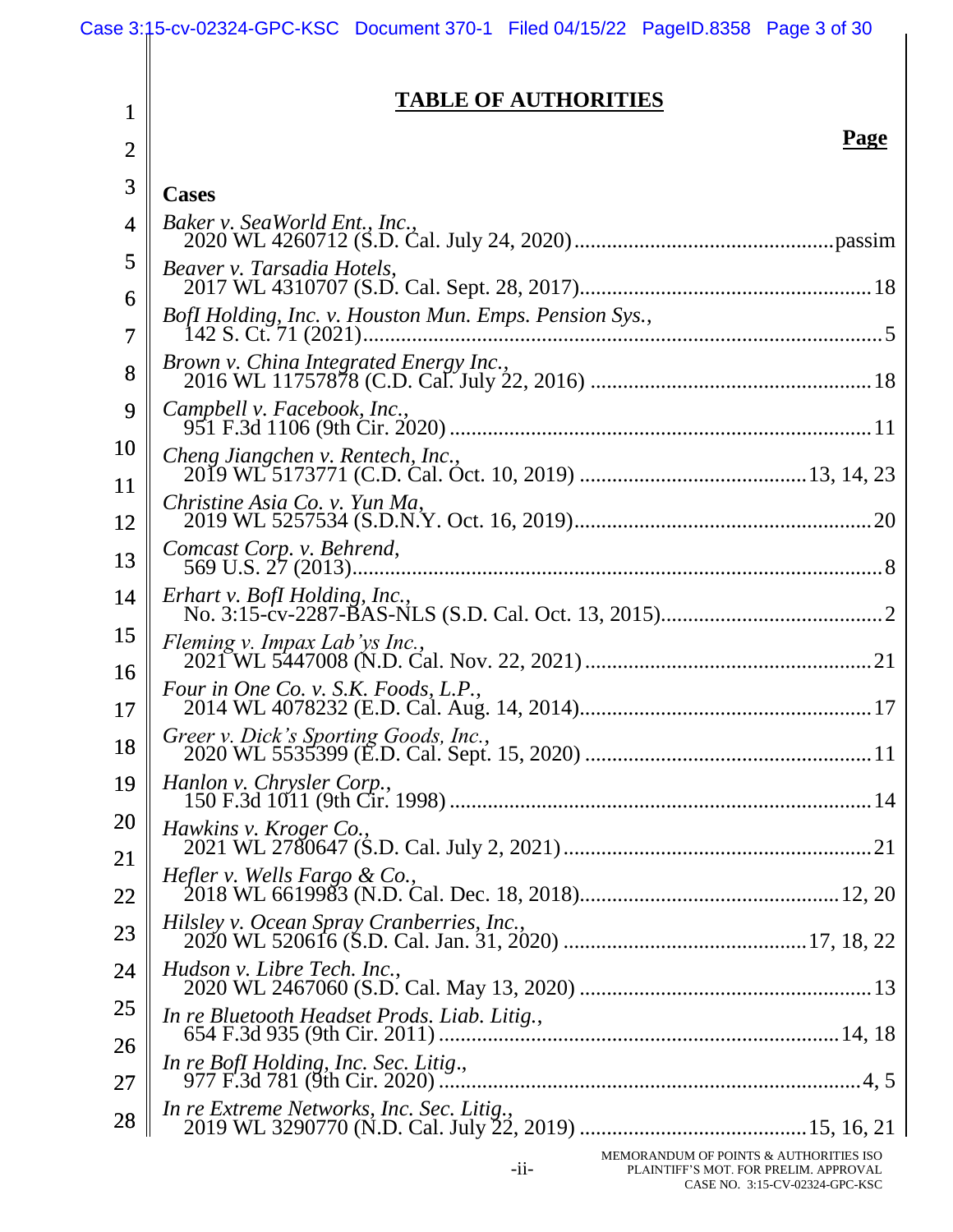## TABLE OF AUTHORITIES

**Page**

### Cases

*Baker v. SeaWorld Ent., Inc.*,
2020 WL 4260712 (S.D. Cal. July 24, 2020) ............ passim

*Beaver v. Tarsadia Hotels*,
2017 WL 4310707 (S.D. Cal. Sept. 28, 2017) ............ 18

*BofI Holding, Inc. v. Houston Mun. Emps. Pension Sys.*,
142 S. Ct. 71 (2021) ............ 5

*Brown v. China Integrated Energy Inc.*,
2016 WL 11757878 (C.D. Cal. July 22, 2016) ............ 18

*Campbell v. Facebook, Inc.*,
951 F.3d 1106 (9th Cir. 2020) ............ 11

*Cheng Jiangchen v. Rentech, Inc.*,
2019 WL 5173771 (C.D. Cal. Oct. 10, 2019) ............ 13, 14, 23

*Christine Asia Co. v. Yun Ma*,
2019 WL 5257534 (S.D.N.Y. Oct. 16, 2019) ............ 20

*Comcast Corp. v. Behrend*,
569 U.S. 27 (2013) ............ 8

*Erhart v. BofI Holding, Inc.*,
No. 3:15-cv-2287-BAS-NLS (S.D. Cal. Oct. 13, 2015) ............ 2

*Fleming v. Impax Lab'ys Inc.*,
2021 WL 5447008 (N.D. Cal. Nov. 22, 2021) ............ 21

*Four in One Co. v. S.K. Foods, L.P.*,
2014 WL 4078232 (E.D. Cal. Aug. 14, 2014) ............ 17

*Greer v. Dick's Sporting Goods, Inc.*,
2020 WL 5535399 (E.D. Cal. Sept. 15, 2020) ............ 11

*Hanlon v. Chrysler Corp.*,
150 F.3d 1011 (9th Cir. 1998) ............ 14

*Hawkins v. Kroger Co.*,
2021 WL 2780647 (S.D. Cal. July 2, 2021) ............ 21

*Hefler v. Wells Fargo & Co.*,
2018 WL 6619983 (N.D. Cal. Dec. 18, 2018) ............ 12, 20

*Hilsley v. Ocean Spray Cranberries, Inc.*,
2020 WL 520616 (S.D. Cal. Jan. 31, 2020) ............ 17, 18, 22

*Hudson v. Libre Tech. Inc.*,
2020 WL 2467060 (S.D. Cal. May 13, 2020) ............ 13

*In re Bluetooth Headset Prods. Liab. Litig.*,
654 F.3d 935 (9th Cir. 2011) ............ 14, 18

*In re BofI Holding, Inc. Sec. Litig.*,
977 F.3d 781 (9th Cir. 2020) ............ 4, 5

*In re Extreme Networks, Inc. Sec. Litig.*,
2019 WL 3290770 (N.D. Cal. July 22, 2019) ............ 15, 16, 21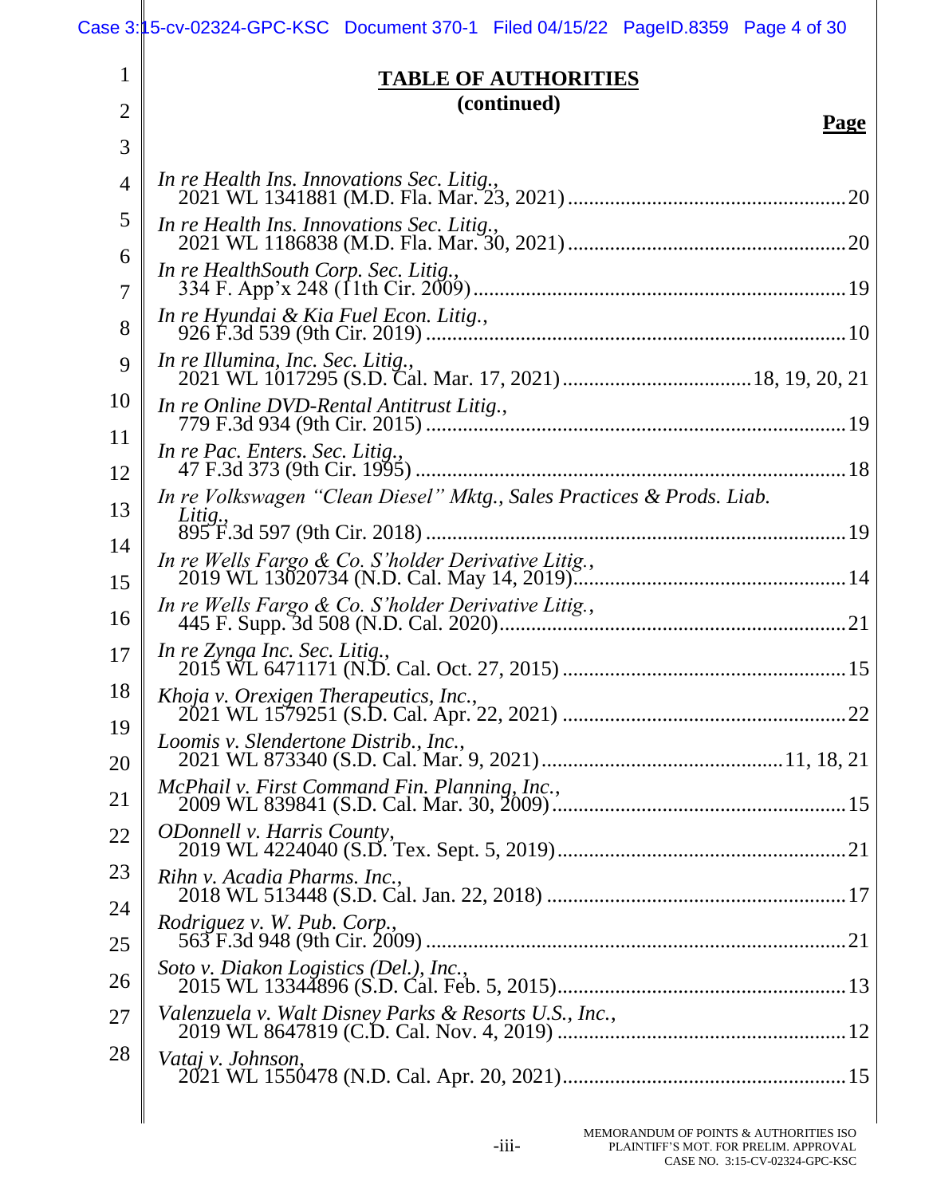## TABLE OF AUTHORITIES
**(continued)**

**Page**

*In re Health Ins. Innovations Sec. Litig.*,
2021 WL 1341881 (M.D. Fla. Mar. 23, 2021) .......... 20

*In re Health Ins. Innovations Sec. Litig.*,
2021 WL 1186838 (M.D. Fla. Mar. 30, 2021) .......... 20

*In re HealthSouth Corp. Sec. Litig.*,
334 F. App'x 248 (11th Cir. 2009) .......... 19

*In re Hyundai & Kia Fuel Econ. Litig.*,
926 F.3d 539 (9th Cir. 2019) .......... 10

*In re Illumina, Inc. Sec. Litig.*,
2021 WL 1017295 (S.D. Cal. Mar. 17, 2021) .......... 18, 19, 20, 21

*In re Online DVD-Rental Antitrust Litig.*,
779 F.3d 934 (9th Cir. 2015) .......... 19

*In re Pac. Enters. Sec. Litig.*,
47 F.3d 373 (9th Cir. 1995) .......... 18

*In re Volkswagen "Clean Diesel" Mktg., Sales Practices & Prods. Liab. Litig.*,
895 F.3d 597 (9th Cir. 2018) .......... 19

*In re Wells Fargo & Co. S'holder Derivative Litig.*,
2019 WL 13020734 (N.D. Cal. May 14, 2019) .......... 14

*In re Wells Fargo & Co. S'holder Derivative Litig.*,
445 F. Supp. 3d 508 (N.D. Cal. 2020) .......... 21

*In re Zynga Inc. Sec. Litig.*,
2015 WL 6471171 (N.D. Cal. Oct. 27, 2015) .......... 15

*Khoja v. Orexigen Therapeutics, Inc.*,
2021 WL 1579251 (S.D. Cal. Apr. 22, 2021) .......... 22

*Loomis v. Slendertone Distrib., Inc.*,
2021 WL 873340 (S.D. Cal. Mar. 9, 2021) .......... 11, 18, 21

*McPhail v. First Command Fin. Planning, Inc.*,
2009 WL 839841 (S.D. Cal. Mar. 30, 2009) .......... 15

*ODonnell v. Harris County*,
2019 WL 4224040 (S.D. Tex. Sept. 5, 2019) .......... 21

*Rihn v. Acadia Pharms. Inc.*,
2018 WL 513448 (S.D. Cal. Jan. 22, 2018) .......... 17

*Rodriguez v. W. Pub. Corp.*,
563 F.3d 948 (9th Cir. 2009) .......... 21

*Soto v. Diakon Logistics (Del.), Inc.*,
2015 WL 13344896 (S.D. Cal. Feb. 5, 2015) .......... 13

*Valenzuela v. Walt Disney Parks & Resorts U.S., Inc.*,
2019 WL 8647819 (C.D. Cal. Nov. 4, 2019) .......... 12

*Vataj v. Johnson*,
2021 WL 1550478 (N.D. Cal. Apr. 20, 2021) .......... 15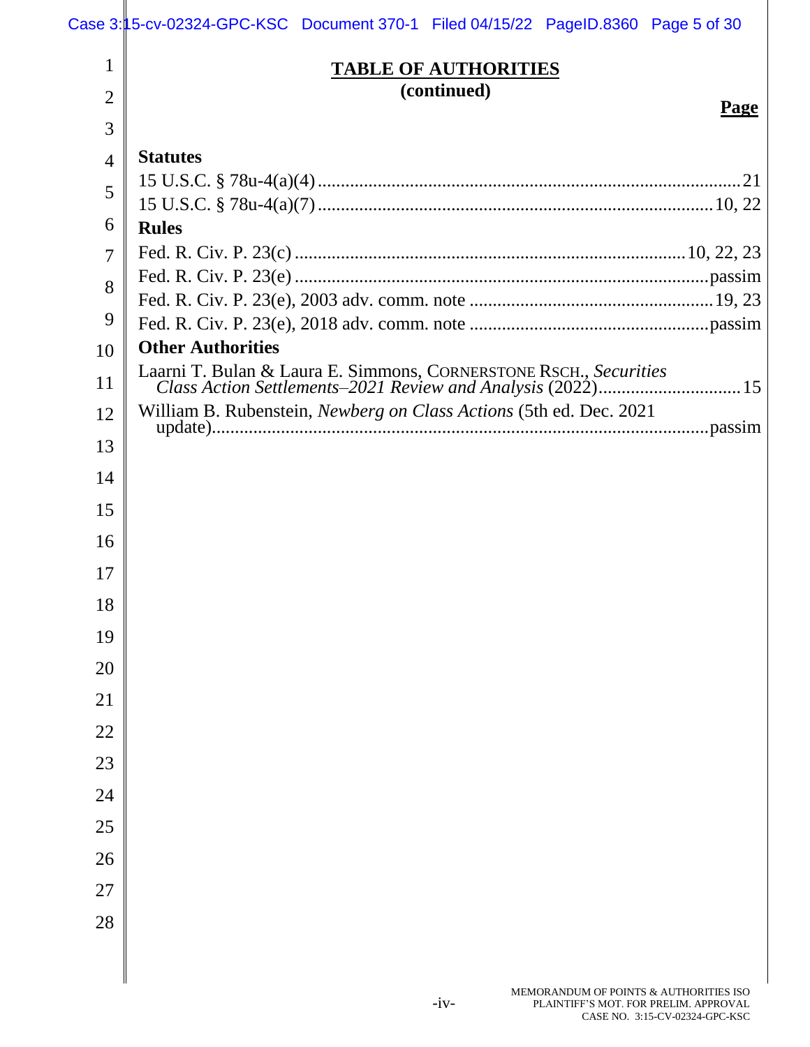## TABLE OF AUTHORITIES
**(continued)**

**Page**

**Statutes**

15 U.S.C. § 78u-4(a)(4) .......... 21
15 U.S.C. § 78u-4(a)(7) .......... 10, 22

**Rules**

Fed. R. Civ. P. 23(c) .......... 10, 22, 23
Fed. R. Civ. P. 23(e) .......... passim
Fed. R. Civ. P. 23(e), 2003 adv. comm. note .......... 19, 23
Fed. R. Civ. P. 23(e), 2018 adv. comm. note .......... passim

**Other Authorities**

Laarni T. Bulan & Laura E. Simmons, CORNERSTONE RSCH., *Securities Class Action Settlements–2021 Review and Analysis* (2022) .......... 15

William B. Rubenstein, *Newberg on Class Actions* (5th ed. Dec. 2021 update) .......... passim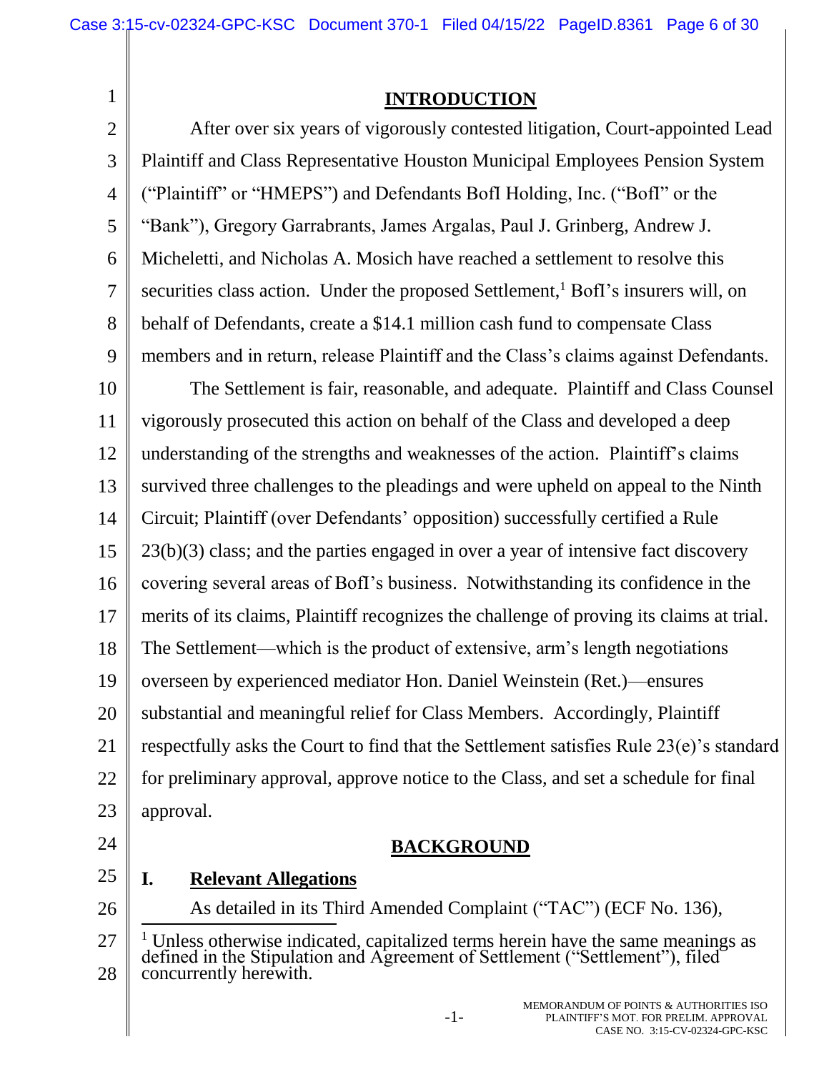# INTRODUCTION

After over six years of vigorously contested litigation, Court-appointed Lead Plaintiff and Class Representative Houston Municipal Employees Pension System ("Plaintiff" or "HMEPS") and Defendants BofI Holding, Inc. ("BofI" or the "Bank"), Gregory Garrabrants, James Argalas, Paul J. Grinberg, Andrew J. Micheletti, and Nicholas A. Mosich have reached a settlement to resolve this securities class action. Under the proposed Settlement,[1] BofI's insurers will, on behalf of Defendants, create a $14.1 million cash fund to compensate Class members and in return, release Plaintiff and the Class's claims against Defendants.

The Settlement is fair, reasonable, and adequate. Plaintiff and Class Counsel vigorously prosecuted this action on behalf of the Class and developed a deep understanding of the strengths and weaknesses of the action. Plaintiff's claims survived three challenges to the pleadings and were upheld on appeal to the Ninth Circuit; Plaintiff (over Defendants' opposition) successfully certified a Rule 23(b)(3) class; and the parties engaged in over a year of intensive fact discovery covering several areas of BofI's business. Notwithstanding its confidence in the merits of its claims, Plaintiff recognizes the challenge of proving its claims at trial. The Settlement—which is the product of extensive, arm's length negotiations overseen by experienced mediator Hon. Daniel Weinstein (Ret.)—ensures substantial and meaningful relief for Class Members. Accordingly, Plaintiff respectfully asks the Court to find that the Settlement satisfies Rule 23(e)'s standard for preliminary approval, approve notice to the Class, and set a schedule for final approval.

# BACKGROUND

## I. Relevant Allegations

As detailed in its Third Amended Complaint ("TAC") (ECF No. 136),

[1] Unless otherwise indicated, capitalized terms herein have the same meanings as defined in the Stipulation and Agreement of Settlement ("Settlement"), filed concurrently herewith.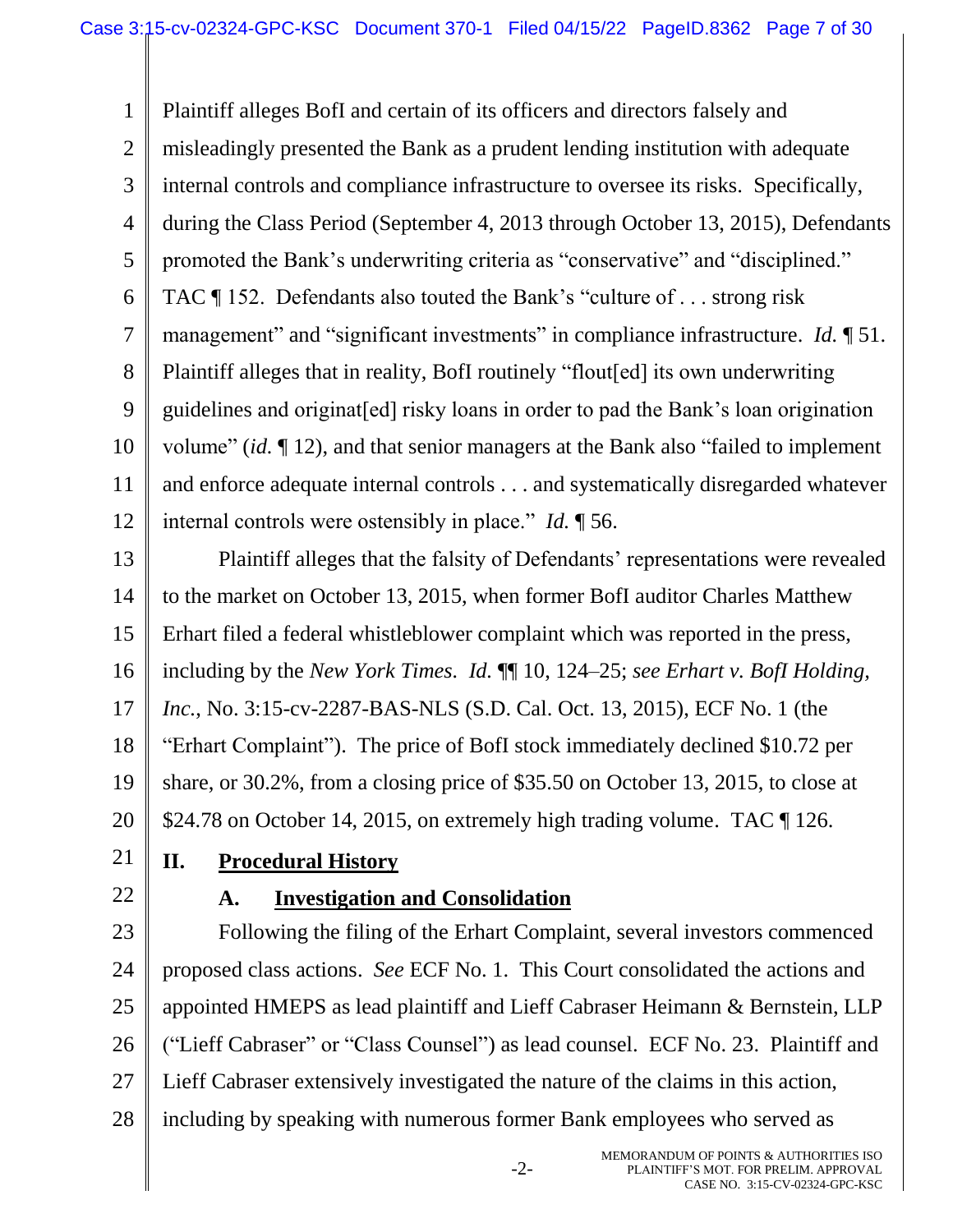Plaintiff alleges BofI and certain of its officers and directors falsely and misleadingly presented the Bank as a prudent lending institution with adequate internal controls and compliance infrastructure to oversee its risks. Specifically, during the Class Period (September 4, 2013 through October 13, 2015), Defendants promoted the Bank's underwriting criteria as "conservative" and "disciplined." TAC ¶ 152. Defendants also touted the Bank's "culture of . . . strong risk management" and "significant investments" in compliance infrastructure. *Id.* ¶ 51. Plaintiff alleges that in reality, BofI routinely "flout[ed] its own underwriting guidelines and originat[ed] risky loans in order to pad the Bank's loan origination volume" (*id.* ¶ 12), and that senior managers at the Bank also "failed to implement and enforce adequate internal controls . . . and systematically disregarded whatever internal controls were ostensibly in place." *Id.* ¶ 56.

Plaintiff alleges that the falsity of Defendants' representations were revealed to the market on October 13, 2015, when former BofI auditor Charles Matthew Erhart filed a federal whistleblower complaint which was reported in the press, including by the *New York Times*. *Id.* ¶¶ 10, 124–25; *see Erhart v. BofI Holding, Inc.*, No. 3:15-cv-2287-BAS-NLS (S.D. Cal. Oct. 13, 2015), ECF No. 1 (the "Erhart Complaint"). The price of BofI stock immediately declined $10.72 per share, or 30.2%, from a closing price of $35.50 on October 13, 2015, to close at $24.78 on October 14, 2015, on extremely high trading volume. TAC ¶ 126.

## II. Procedural History

### A. Investigation and Consolidation

Following the filing of the Erhart Complaint, several investors commenced proposed class actions. *See* ECF No. 1. This Court consolidated the actions and appointed HMEPS as lead plaintiff and Lieff Cabraser Heimann & Bernstein, LLP ("Lieff Cabraser" or "Class Counsel") as lead counsel. ECF No. 23. Plaintiff and Lieff Cabraser extensively investigated the nature of the claims in this action, including by speaking with numerous former Bank employees who served as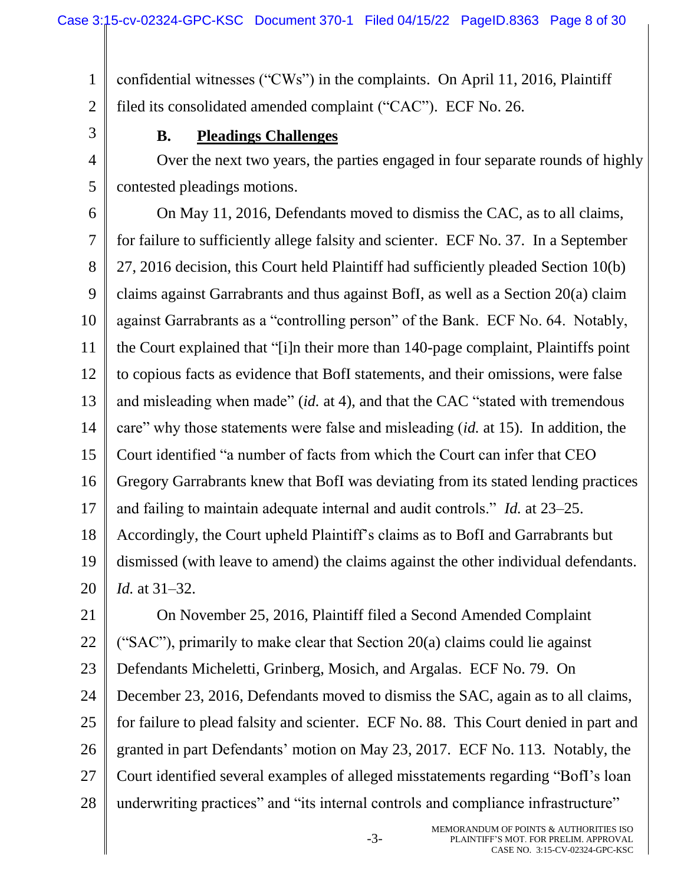confidential witnesses ("CWs") in the complaints. On April 11, 2016, Plaintiff filed its consolidated amended complaint ("CAC"). ECF No. 26.

### B. Pleadings Challenges

Over the next two years, the parties engaged in four separate rounds of highly contested pleadings motions.

On May 11, 2016, Defendants moved to dismiss the CAC, as to all claims, for failure to sufficiently allege falsity and scienter. ECF No. 37. In a September 27, 2016 decision, this Court held Plaintiff had sufficiently pleaded Section 10(b) claims against Garrabrants and thus against BofI, as well as a Section 20(a) claim against Garrabrants as a "controlling person" of the Bank. ECF No. 64. Notably, the Court explained that "[i]n their more than 140-page complaint, Plaintiffs point to copious facts as evidence that BofI statements, and their omissions, were false and misleading when made" (*id.* at 4), and that the CAC "stated with tremendous care" why those statements were false and misleading (*id.* at 15). In addition, the Court identified "a number of facts from which the Court can infer that CEO Gregory Garrabrants knew that BofI was deviating from its stated lending practices and failing to maintain adequate internal and audit controls." *Id.* at 23–25. Accordingly, the Court upheld Plaintiff's claims as to BofI and Garrabrants but dismissed (with leave to amend) the claims against the other individual defendants. *Id.* at 31–32.

On November 25, 2016, Plaintiff filed a Second Amended Complaint ("SAC"), primarily to make clear that Section 20(a) claims could lie against Defendants Micheletti, Grinberg, Mosich, and Argalas. ECF No. 79. On December 23, 2016, Defendants moved to dismiss the SAC, again as to all claims, for failure to plead falsity and scienter. ECF No. 88. This Court denied in part and granted in part Defendants' motion on May 23, 2017. ECF No. 113. Notably, the Court identified several examples of alleged misstatements regarding "BofI's loan underwriting practices" and "its internal controls and compliance infrastructure"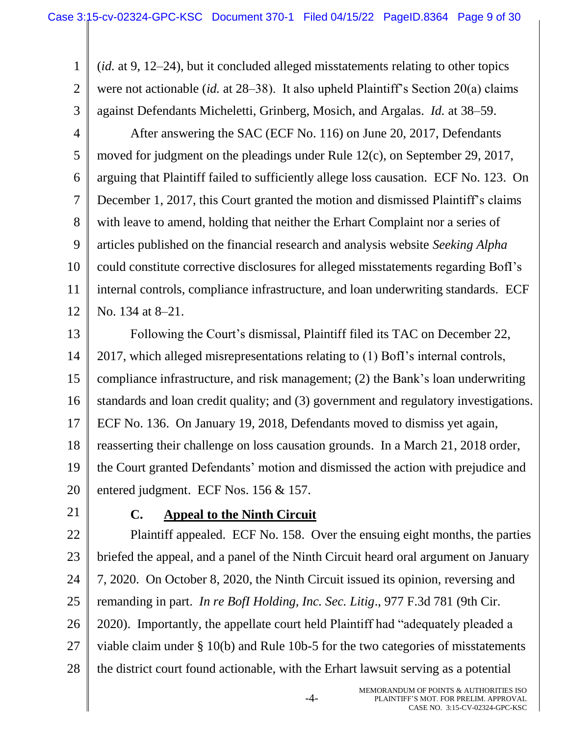(*id.* at 9, 12–24), but it concluded alleged misstatements relating to other topics were not actionable (*id.* at 28–38). It also upheld Plaintiff's Section 20(a) claims against Defendants Micheletti, Grinberg, Mosich, and Argalas. *Id.* at 38–59.

After answering the SAC (ECF No. 116) on June 20, 2017, Defendants moved for judgment on the pleadings under Rule 12(c), on September 29, 2017, arguing that Plaintiff failed to sufficiently allege loss causation. ECF No. 123. On December 1, 2017, this Court granted the motion and dismissed Plaintiff's claims with leave to amend, holding that neither the Erhart Complaint nor a series of articles published on the financial research and analysis website *Seeking Alpha* could constitute corrective disclosures for alleged misstatements regarding BofI's internal controls, compliance infrastructure, and loan underwriting standards. ECF No. 134 at 8–21.

Following the Court's dismissal, Plaintiff filed its TAC on December 22, 2017, which alleged misrepresentations relating to (1) BofI's internal controls, compliance infrastructure, and risk management; (2) the Bank's loan underwriting standards and loan credit quality; and (3) government and regulatory investigations. ECF No. 136. On January 19, 2018, Defendants moved to dismiss yet again, reasserting their challenge on loss causation grounds. In a March 21, 2018 order, the Court granted Defendants' motion and dismissed the action with prejudice and entered judgment. ECF Nos. 156 & 157.

### C. <u>Appeal to the Ninth Circuit</u>

Plaintiff appealed. ECF No. 158. Over the ensuing eight months, the parties briefed the appeal, and a panel of the Ninth Circuit heard oral argument on January 7, 2020. On October 8, 2020, the Ninth Circuit issued its opinion, reversing and remanding in part. *In re BofI Holding, Inc. Sec. Litig*., 977 F.3d 781 (9th Cir. 2020). Importantly, the appellate court held Plaintiff had "adequately pleaded a viable claim under § 10(b) and Rule 10b-5 for the two categories of misstatements the district court found actionable, with the Erhart lawsuit serving as a potential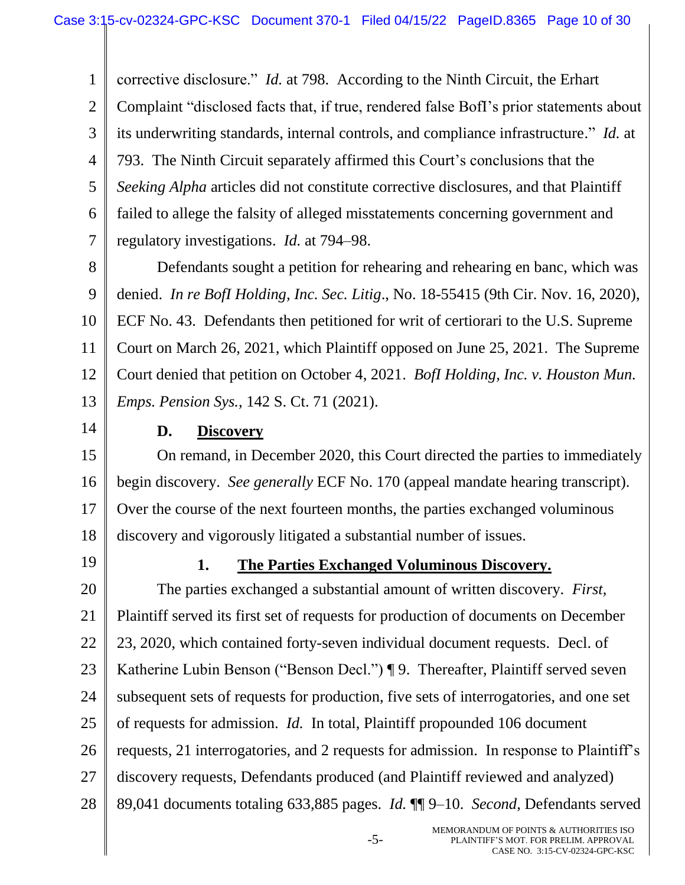corrective disclosure." *Id.* at 798. According to the Ninth Circuit, the Erhart Complaint "disclosed facts that, if true, rendered false BofI's prior statements about its underwriting standards, internal controls, and compliance infrastructure." *Id.* at 793. The Ninth Circuit separately affirmed this Court's conclusions that the *Seeking Alpha* articles did not constitute corrective disclosures, and that Plaintiff failed to allege the falsity of alleged misstatements concerning government and regulatory investigations. *Id.* at 794–98.

Defendants sought a petition for rehearing and rehearing en banc, which was denied. *In re BofI Holding, Inc. Sec. Litig*., No. 18-55415 (9th Cir. Nov. 16, 2020), ECF No. 43. Defendants then petitioned for writ of certiorari to the U.S. Supreme Court on March 26, 2021, which Plaintiff opposed on June 25, 2021. The Supreme Court denied that petition on October 4, 2021. *BofI Holding, Inc. v. Houston Mun. Emps. Pension Sys.*, 142 S. Ct. 71 (2021).

### D. Discovery

On remand, in December 2020, this Court directed the parties to immediately begin discovery. *See generally* ECF No. 170 (appeal mandate hearing transcript). Over the course of the next fourteen months, the parties exchanged voluminous discovery and vigorously litigated a substantial number of issues.

#### 1. The Parties Exchanged Voluminous Discovery.

The parties exchanged a substantial amount of written discovery. *First*, Plaintiff served its first set of requests for production of documents on December 23, 2020, which contained forty-seven individual document requests. Decl. of Katherine Lubin Benson ("Benson Decl.") ¶ 9. Thereafter, Plaintiff served seven subsequent sets of requests for production, five sets of interrogatories, and one set of requests for admission. *Id.* In total, Plaintiff propounded 106 document requests, 21 interrogatories, and 2 requests for admission. In response to Plaintiff's discovery requests, Defendants produced (and Plaintiff reviewed and analyzed) 89,041 documents totaling 633,885 pages. *Id.* ¶¶ 9–10. *Second*, Defendants served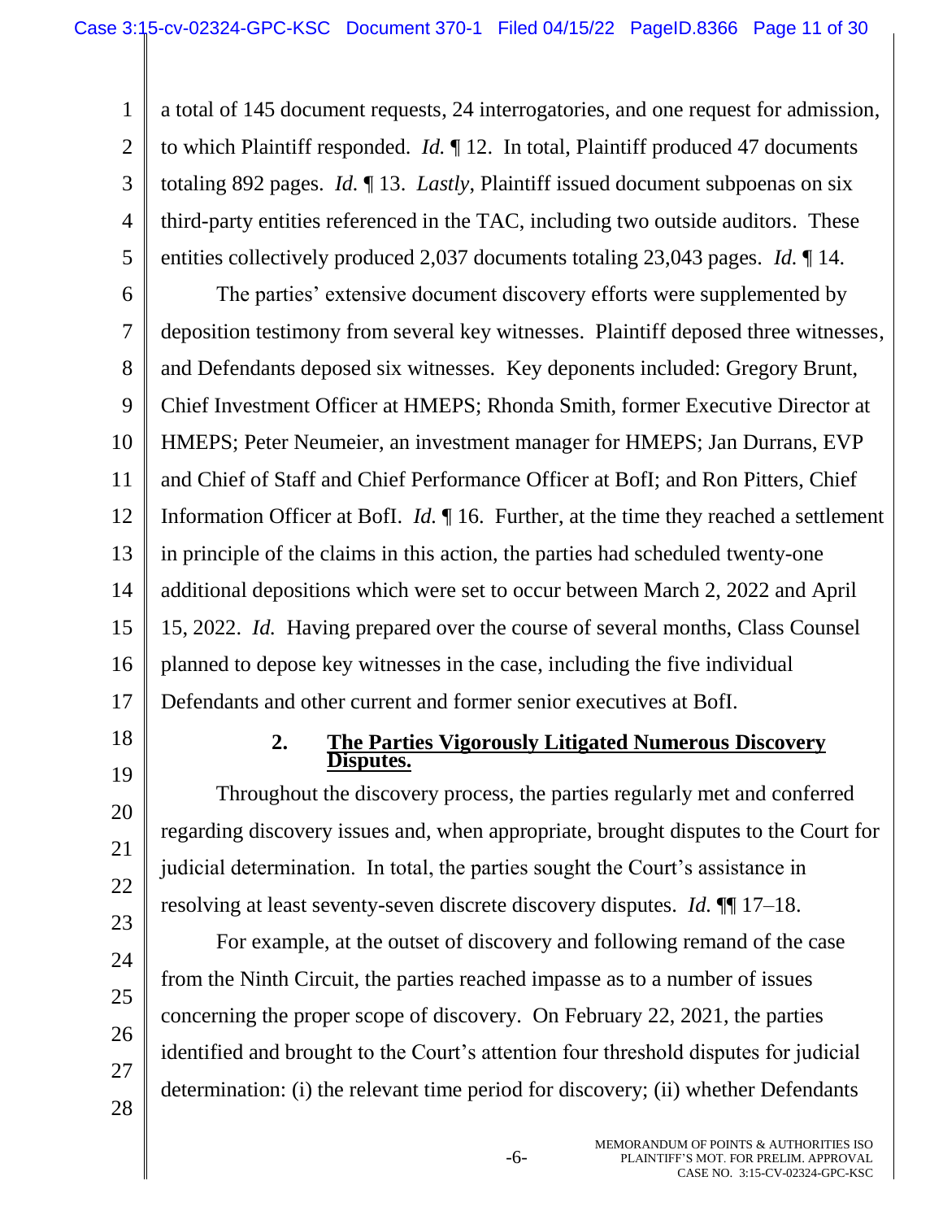a total of 145 document requests, 24 interrogatories, and one request for admission, to which Plaintiff responded. *Id.* ¶ 12. In total, Plaintiff produced 47 documents totaling 892 pages. *Id.* ¶ 13. *Lastly*, Plaintiff issued document subpoenas on six third-party entities referenced in the TAC, including two outside auditors. These entities collectively produced 2,037 documents totaling 23,043 pages. *Id.* ¶ 14.

The parties' extensive document discovery efforts were supplemented by deposition testimony from several key witnesses. Plaintiff deposed three witnesses, and Defendants deposed six witnesses. Key deponents included: Gregory Brunt, Chief Investment Officer at HMEPS; Rhonda Smith, former Executive Director at HMEPS; Peter Neumeier, an investment manager for HMEPS; Jan Durrans, EVP and Chief of Staff and Chief Performance Officer at BofI; and Ron Pitters, Chief Information Officer at BofI. *Id.* ¶ 16. Further, at the time they reached a settlement in principle of the claims in this action, the parties had scheduled twenty-one additional depositions which were set to occur between March 2, 2022 and April 15, 2022. *Id.* Having prepared over the course of several months, Class Counsel planned to depose key witnesses in the case, including the five individual Defendants and other current and former senior executives at BofI.

### 2. The Parties Vigorously Litigated Numerous Discovery Disputes.

Throughout the discovery process, the parties regularly met and conferred regarding discovery issues and, when appropriate, brought disputes to the Court for judicial determination. In total, the parties sought the Court's assistance in resolving at least seventy-seven discrete discovery disputes. *Id.* ¶¶ 17–18.

For example, at the outset of discovery and following remand of the case from the Ninth Circuit, the parties reached impasse as to a number of issues concerning the proper scope of discovery. On February 22, 2021, the parties identified and brought to the Court's attention four threshold disputes for judicial determination: (i) the relevant time period for discovery; (ii) whether Defendants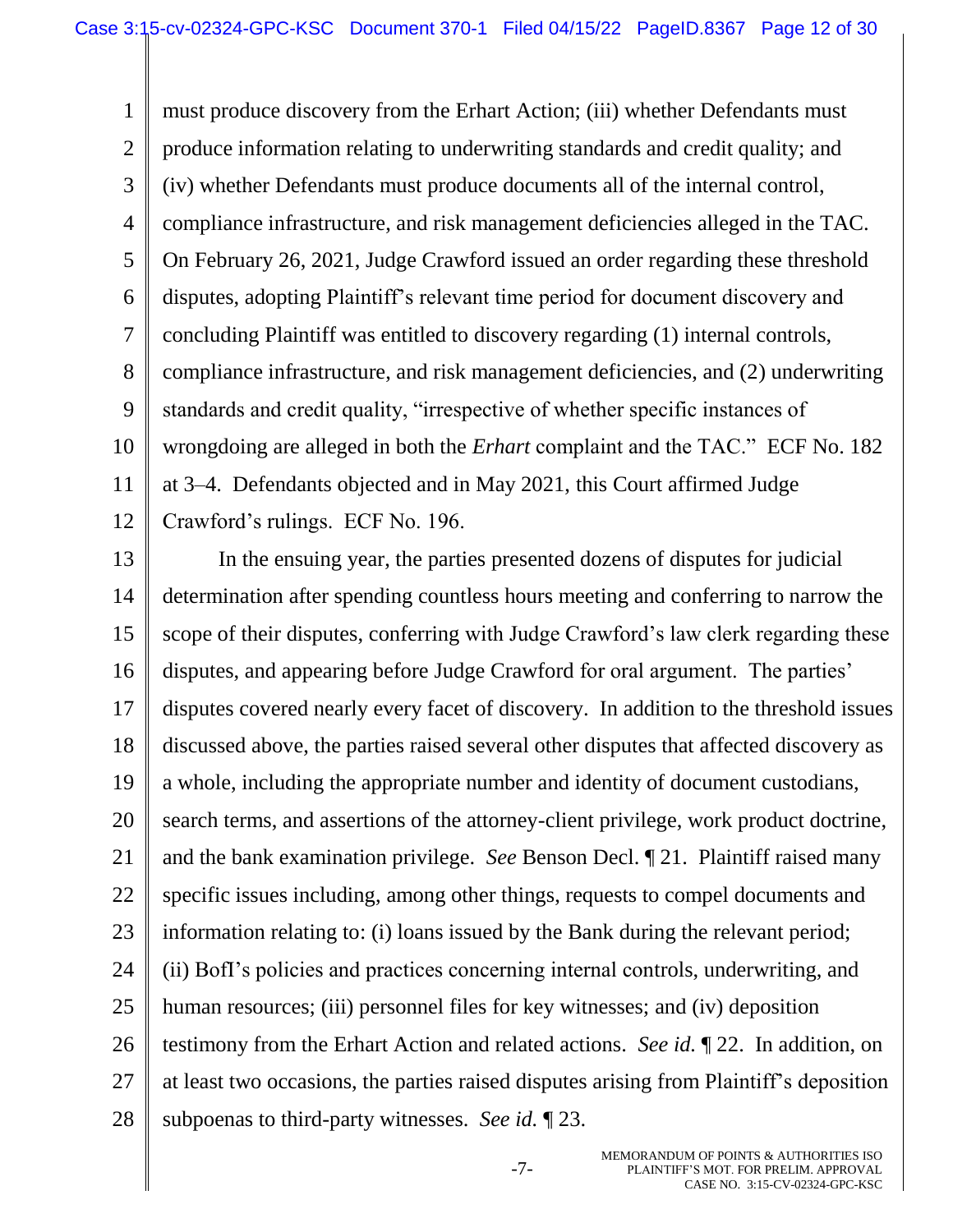must produce discovery from the Erhart Action; (iii) whether Defendants must produce information relating to underwriting standards and credit quality; and (iv) whether Defendants must produce documents all of the internal control, compliance infrastructure, and risk management deficiencies alleged in the TAC. On February 26, 2021, Judge Crawford issued an order regarding these threshold disputes, adopting Plaintiff's relevant time period for document discovery and concluding Plaintiff was entitled to discovery regarding (1) internal controls, compliance infrastructure, and risk management deficiencies, and (2) underwriting standards and credit quality, "irrespective of whether specific instances of wrongdoing are alleged in both the *Erhart* complaint and the TAC." ECF No. 182 at 3–4. Defendants objected and in May 2021, this Court affirmed Judge Crawford's rulings. ECF No. 196.

In the ensuing year, the parties presented dozens of disputes for judicial determination after spending countless hours meeting and conferring to narrow the scope of their disputes, conferring with Judge Crawford's law clerk regarding these disputes, and appearing before Judge Crawford for oral argument. The parties' disputes covered nearly every facet of discovery. In addition to the threshold issues discussed above, the parties raised several other disputes that affected discovery as a whole, including the appropriate number and identity of document custodians, search terms, and assertions of the attorney-client privilege, work product doctrine, and the bank examination privilege. *See* Benson Decl. ¶ 21. Plaintiff raised many specific issues including, among other things, requests to compel documents and information relating to: (i) loans issued by the Bank during the relevant period; (ii) BofI's policies and practices concerning internal controls, underwriting, and human resources; (iii) personnel files for key witnesses; and (iv) deposition testimony from the Erhart Action and related actions. *See id.* ¶ 22. In addition, on at least two occasions, the parties raised disputes arising from Plaintiff's deposition subpoenas to third-party witnesses. *See id.* ¶ 23.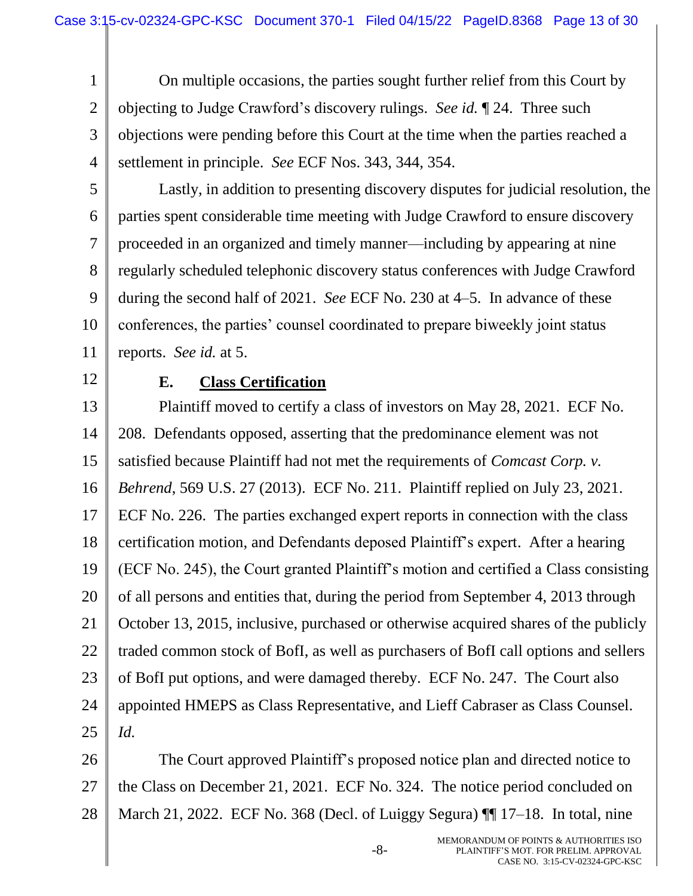On multiple occasions, the parties sought further relief from this Court by objecting to Judge Crawford's discovery rulings. *See id.* ¶ 24. Three such objections were pending before this Court at the time when the parties reached a settlement in principle. *See* ECF Nos. 343, 344, 354.

Lastly, in addition to presenting discovery disputes for judicial resolution, the parties spent considerable time meeting with Judge Crawford to ensure discovery proceeded in an organized and timely manner—including by appearing at nine regularly scheduled telephonic discovery status conferences with Judge Crawford during the second half of 2021. *See* ECF No. 230 at 4–5. In advance of these conferences, the parties' counsel coordinated to prepare biweekly joint status reports. *See id.* at 5.

### E. Class Certification

Plaintiff moved to certify a class of investors on May 28, 2021. ECF No. 208. Defendants opposed, asserting that the predominance element was not satisfied because Plaintiff had not met the requirements of *Comcast Corp. v. Behrend*, 569 U.S. 27 (2013). ECF No. 211. Plaintiff replied on July 23, 2021. ECF No. 226. The parties exchanged expert reports in connection with the class certification motion, and Defendants deposed Plaintiff's expert. After a hearing (ECF No. 245), the Court granted Plaintiff's motion and certified a Class consisting of all persons and entities that, during the period from September 4, 2013 through October 13, 2015, inclusive, purchased or otherwise acquired shares of the publicly traded common stock of BofI, as well as purchasers of BofI call options and sellers of BofI put options, and were damaged thereby. ECF No. 247. The Court also appointed HMEPS as Class Representative, and Lieff Cabraser as Class Counsel. *Id.*

The Court approved Plaintiff's proposed notice plan and directed notice to the Class on December 21, 2021. ECF No. 324. The notice period concluded on March 21, 2022. ECF No. 368 (Decl. of Luiggy Segura) ¶¶ 17–18. In total, nine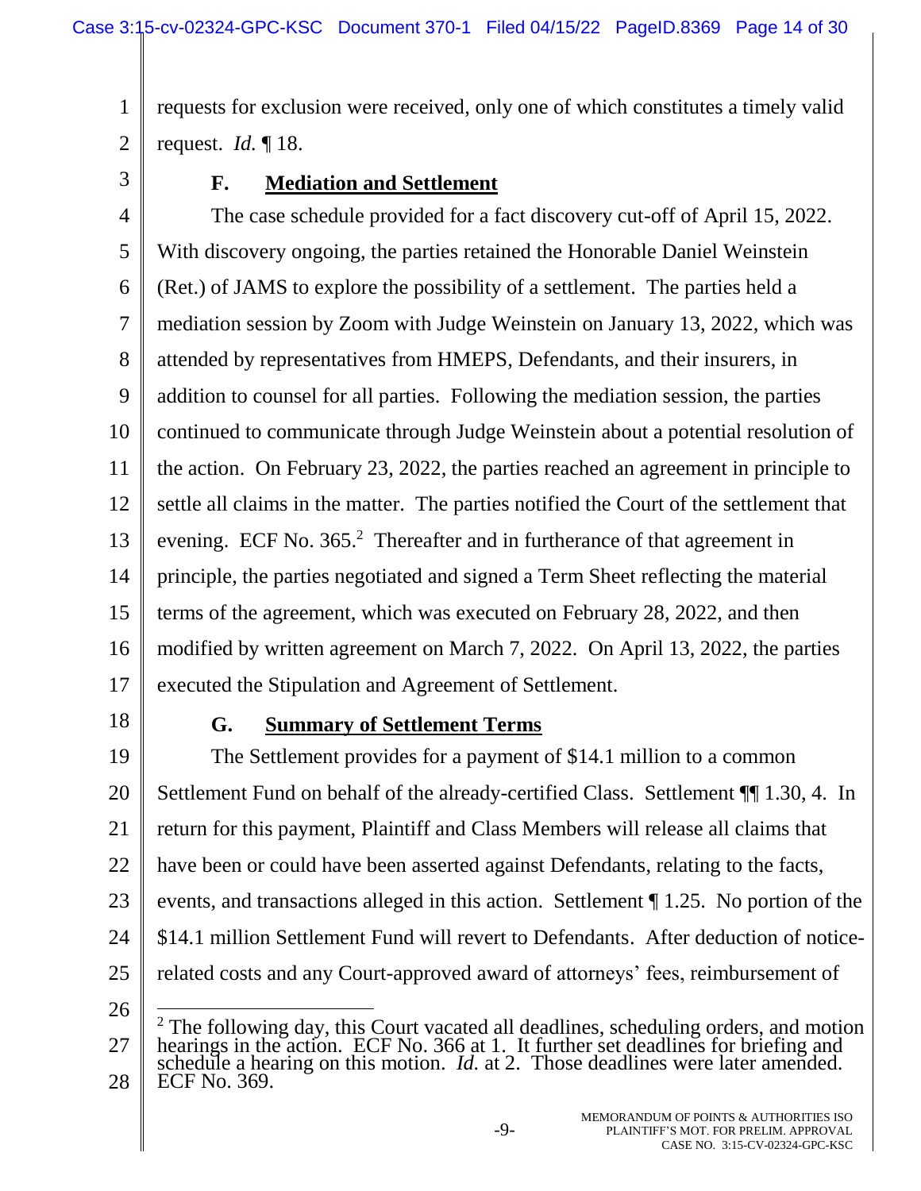requests for exclusion were received, only one of which constitutes a timely valid request. *Id.* ¶ 18.

### F. Mediation and Settlement

The case schedule provided for a fact discovery cut-off of April 15, 2022. With discovery ongoing, the parties retained the Honorable Daniel Weinstein (Ret.) of JAMS to explore the possibility of a settlement. The parties held a mediation session by Zoom with Judge Weinstein on January 13, 2022, which was attended by representatives from HMEPS, Defendants, and their insurers, in addition to counsel for all parties. Following the mediation session, the parties continued to communicate through Judge Weinstein about a potential resolution of the action. On February 23, 2022, the parties reached an agreement in principle to settle all claims in the matter. The parties notified the Court of the settlement that evening. ECF No. 365.[2] Thereafter and in furtherance of that agreement in principle, the parties negotiated and signed a Term Sheet reflecting the material terms of the agreement, which was executed on February 28, 2022, and then modified by written agreement on March 7, 2022. On April 13, 2022, the parties executed the Stipulation and Agreement of Settlement.

### G. Summary of Settlement Terms

The Settlement provides for a payment of $14.1 million to a common Settlement Fund on behalf of the already-certified Class. Settlement ¶¶ 1.30, 4. In return for this payment, Plaintiff and Class Members will release all claims that have been or could have been asserted against Defendants, relating to the facts, events, and transactions alleged in this action. Settlement ¶ 1.25. No portion of the $14.1 million Settlement Fund will revert to Defendants. After deduction of notice-related costs and any Court-approved award of attorneys' fees, reimbursement of

---

[2] The following day, this Court vacated all deadlines, scheduling orders, and motion hearings in the action. ECF No. 366 at 1. It further set deadlines for briefing and schedule a hearing on this motion. *Id.* at 2. Those deadlines were later amended. ECF No. 369.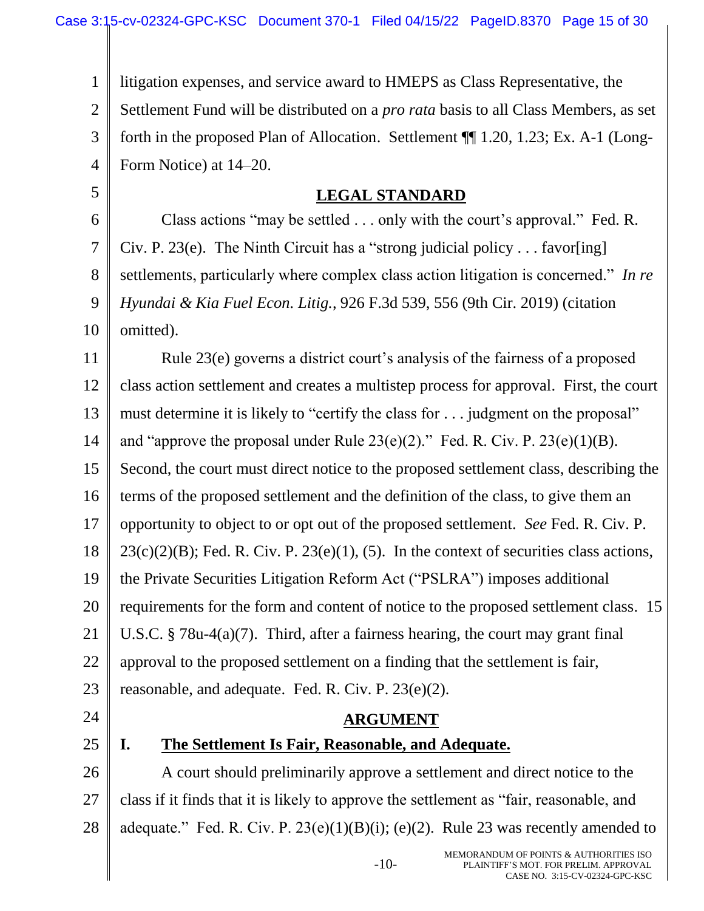litigation expenses, and service award to HMEPS as Class Representative, the Settlement Fund will be distributed on a *pro rata* basis to all Class Members, as set forth in the proposed Plan of Allocation. Settlement ¶¶ 1.20, 1.23; Ex. A-1 (Long-Form Notice) at 14–20.

## LEGAL STANDARD

Class actions "may be settled . . . only with the court's approval." Fed. R. Civ. P. 23(e). The Ninth Circuit has a "strong judicial policy . . . favor[ing] settlements, particularly where complex class action litigation is concerned." *In re Hyundai & Kia Fuel Econ. Litig.*, 926 F.3d 539, 556 (9th Cir. 2019) (citation omitted).

Rule 23(e) governs a district court's analysis of the fairness of a proposed class action settlement and creates a multistep process for approval. First, the court must determine it is likely to "certify the class for . . . judgment on the proposal" and "approve the proposal under Rule 23(e)(2)." Fed. R. Civ. P. 23(e)(1)(B). Second, the court must direct notice to the proposed settlement class, describing the terms of the proposed settlement and the definition of the class, to give them an opportunity to object to or opt out of the proposed settlement. *See* Fed. R. Civ. P. 23(c)(2)(B); Fed. R. Civ. P. 23(e)(1), (5). In the context of securities class actions, the Private Securities Litigation Reform Act ("PSLRA") imposes additional requirements for the form and content of notice to the proposed settlement class. 15 U.S.C. § 78u-4(a)(7). Third, after a fairness hearing, the court may grant final approval to the proposed settlement on a finding that the settlement is fair, reasonable, and adequate. Fed. R. Civ. P. 23(e)(2).

## ARGUMENT

### I. The Settlement Is Fair, Reasonable, and Adequate.

A court should preliminarily approve a settlement and direct notice to the class if it finds that it is likely to approve the settlement as "fair, reasonable, and adequate." Fed. R. Civ. P. 23(e)(1)(B)(i); (e)(2). Rule 23 was recently amended to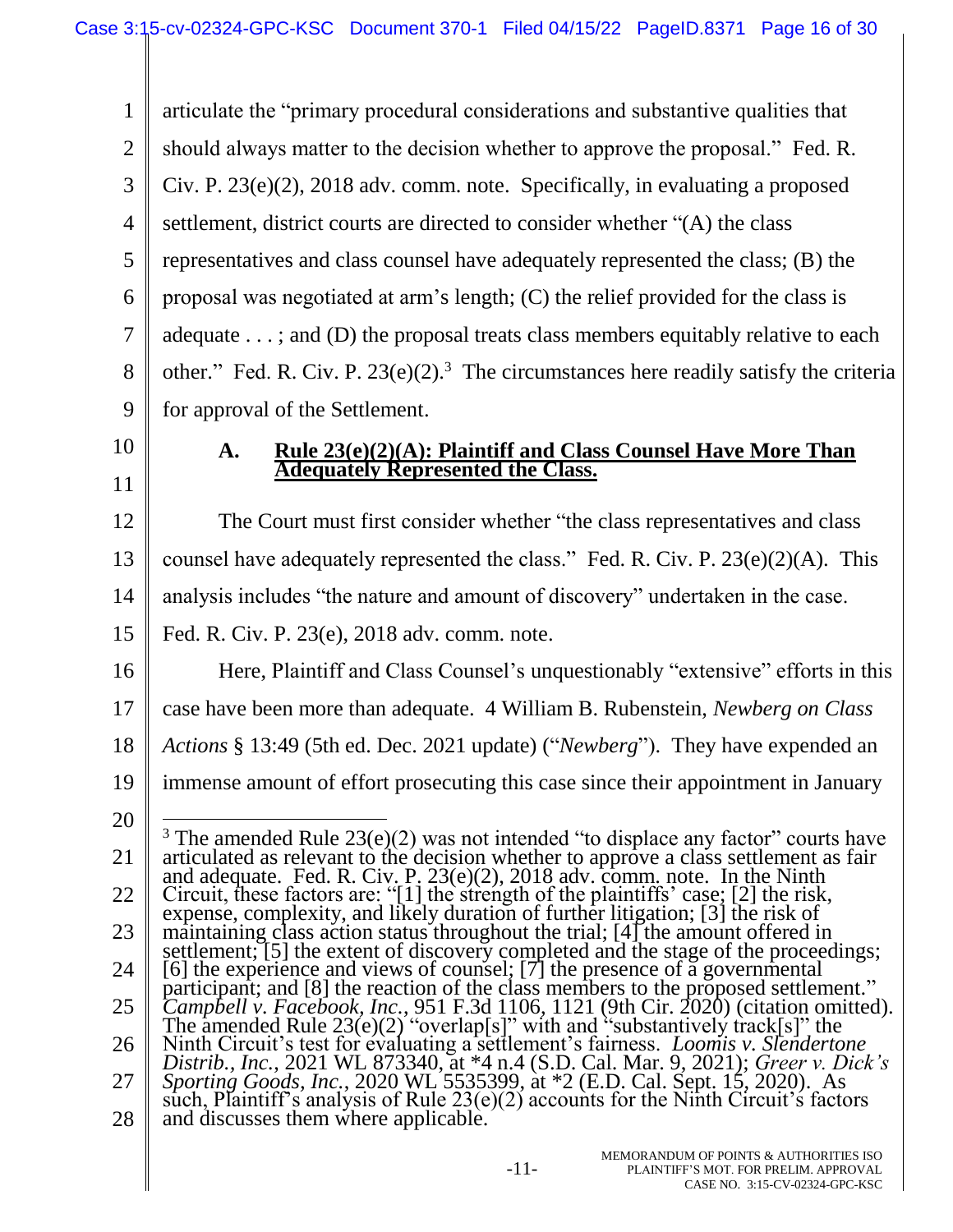articulate the "primary procedural considerations and substantive qualities that should always matter to the decision whether to approve the proposal." Fed. R. Civ. P. 23(e)(2), 2018 adv. comm. note. Specifically, in evaluating a proposed settlement, district courts are directed to consider whether "(A) the class representatives and class counsel have adequately represented the class; (B) the proposal was negotiated at arm's length; (C) the relief provided for the class is adequate . . . ; and (D) the proposal treats class members equitably relative to each other." Fed. R. Civ. P. 23(e)(2).[3] The circumstances here readily satisfy the criteria for approval of the Settlement.

### A. Rule 23(e)(2)(A): Plaintiff and Class Counsel Have More Than Adequately Represented the Class.

The Court must first consider whether "the class representatives and class counsel have adequately represented the class." Fed. R. Civ. P. 23(e)(2)(A). This analysis includes "the nature and amount of discovery" undertaken in the case. Fed. R. Civ. P. 23(e), 2018 adv. comm. note.

Here, Plaintiff and Class Counsel's unquestionably "extensive" efforts in this case have been more than adequate. 4 William B. Rubenstein, *Newberg on Class Actions* § 13:49 (5th ed. Dec. 2021 update) ("*Newberg*"). They have expended an immense amount of effort prosecuting this case since their appointment in January

---

[3] The amended Rule 23(e)(2) was not intended "to displace any factor" courts have articulated as relevant to the decision whether to approve a class settlement as fair and adequate. Fed. R. Civ. P. 23(e)(2), 2018 adv. comm. note. In the Ninth Circuit, these factors are: "[1] the strength of the plaintiffs' case; [2] the risk, expense, complexity, and likely duration of further litigation; [3] the risk of maintaining class action status throughout the trial; [4] the amount offered in settlement; [5] the extent of discovery completed and the stage of the proceedings; [6] the experience and views of counsel; [7] the presence of a governmental participant; and [8] the reaction of the class members to the proposed settlement." *Campbell v. Facebook, Inc.*, 951 F.3d 1106, 1121 (9th Cir. 2020) (citation omitted). The amended Rule 23(e)(2) "overlap[s]" with and "substantively track[s]" the Ninth Circuit's test for evaluating a settlement's fairness. *Loomis v. Slendertone Distrib., Inc.*, 2021 WL 873340, at *4 n.4 (S.D. Cal. Mar. 9, 2021); *Greer v. Dick's Sporting Goods, Inc.*, 2020 WL 5535399, at *2 (E.D. Cal. Sept. 15, 2020). As such, Plaintiff's analysis of Rule 23(e)(2) accounts for the Ninth Circuit's factors and discusses them where applicable.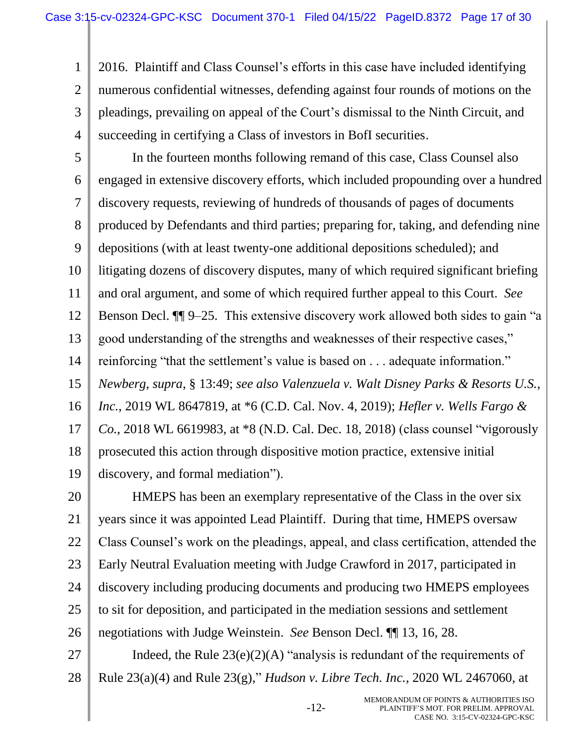2016. Plaintiff and Class Counsel's efforts in this case have included identifying numerous confidential witnesses, defending against four rounds of motions on the pleadings, prevailing on appeal of the Court's dismissal to the Ninth Circuit, and succeeding in certifying a Class of investors in BofI securities.

In the fourteen months following remand of this case, Class Counsel also engaged in extensive discovery efforts, which included propounding over a hundred discovery requests, reviewing of hundreds of thousands of pages of documents produced by Defendants and third parties; preparing for, taking, and defending nine depositions (with at least twenty-one additional depositions scheduled); and litigating dozens of discovery disputes, many of which required significant briefing and oral argument, and some of which required further appeal to this Court. *See* Benson Decl. ¶¶ 9–25. This extensive discovery work allowed both sides to gain "a good understanding of the strengths and weaknesses of their respective cases," reinforcing "that the settlement's value is based on . . . adequate information." *Newberg*, *supra*, § 13:49; *see also Valenzuela v. Walt Disney Parks & Resorts U.S., Inc.*, 2019 WL 8647819, at *6 (C.D. Cal. Nov. 4, 2019); *Hefler v. Wells Fargo & Co.*, 2018 WL 6619983, at *8 (N.D. Cal. Dec. 18, 2018) (class counsel "vigorously prosecuted this action through dispositive motion practice, extensive initial discovery, and formal mediation").

HMEPS has been an exemplary representative of the Class in the over six years since it was appointed Lead Plaintiff. During that time, HMEPS oversaw Class Counsel's work on the pleadings, appeal, and class certification, attended the Early Neutral Evaluation meeting with Judge Crawford in 2017, participated in discovery including producing documents and producing two HMEPS employees to sit for deposition, and participated in the mediation sessions and settlement negotiations with Judge Weinstein. *See* Benson Decl. ¶¶ 13, 16, 28.

Indeed, the Rule 23(e)(2)(A) "analysis is redundant of the requirements of Rule 23(a)(4) and Rule 23(g)," *Hudson v. Libre Tech. Inc.*, 2020 WL 2467060, at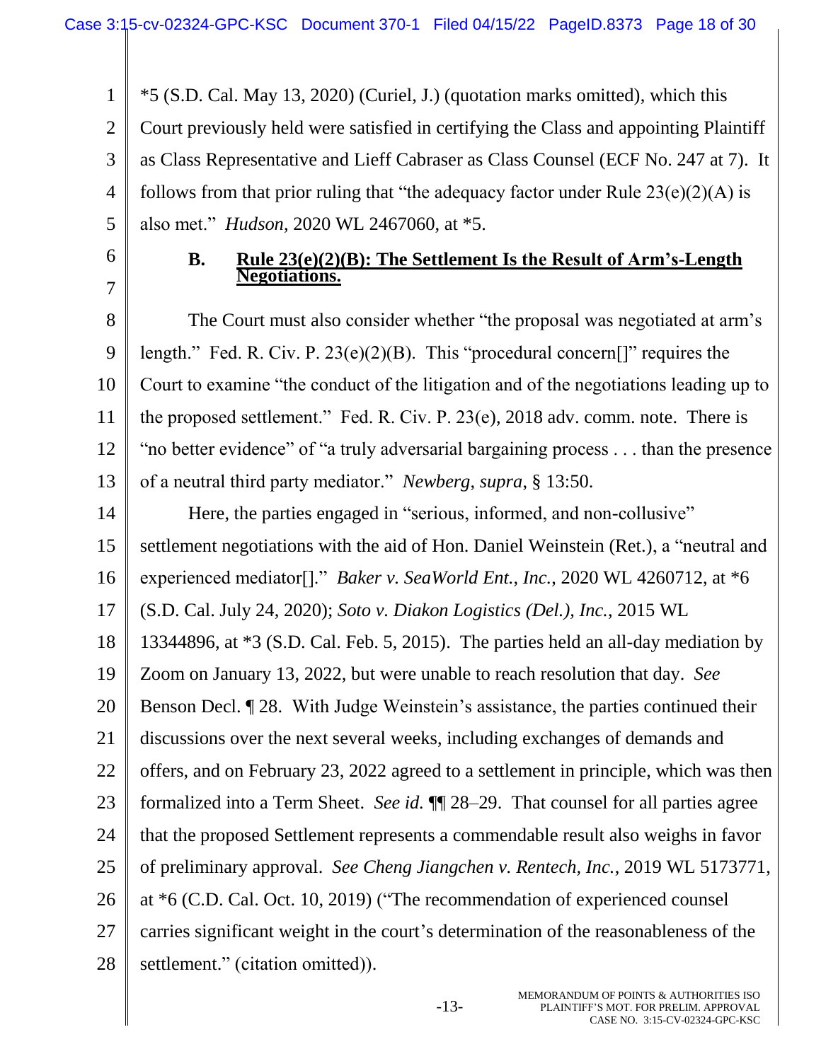*5 (S.D. Cal. May 13, 2020) (Curiel, J.) (quotation marks omitted), which this Court previously held were satisfied in certifying the Class and appointing Plaintiff as Class Representative and Lieff Cabraser as Class Counsel (ECF No. 247 at 7). It follows from that prior ruling that "the adequacy factor under Rule 23(e)(2)(A) is also met." *Hudson*, 2020 WL 2467060, at *5.

### B. Rule 23(e)(2)(B): The Settlement Is the Result of Arm's-Length Negotiations.

The Court must also consider whether "the proposal was negotiated at arm's length." Fed. R. Civ. P. 23(e)(2)(B). This "procedural concern[]" requires the Court to examine "the conduct of the litigation and of the negotiations leading up to the proposed settlement." Fed. R. Civ. P. 23(e), 2018 adv. comm. note. There is "no better evidence" of "a truly adversarial bargaining process . . . than the presence of a neutral third party mediator." *Newberg*, *supra*, § 13:50.

Here, the parties engaged in "serious, informed, and non-collusive" settlement negotiations with the aid of Hon. Daniel Weinstein (Ret.), a "neutral and experienced mediator[]." *Baker v. SeaWorld Ent., Inc.*, 2020 WL 4260712, at *6 (S.D. Cal. July 24, 2020); *Soto v. Diakon Logistics (Del.), Inc.*, 2015 WL 13344896, at *3 (S.D. Cal. Feb. 5, 2015). The parties held an all-day mediation by Zoom on January 13, 2022, but were unable to reach resolution that day. *See* Benson Decl. ¶ 28. With Judge Weinstein's assistance, the parties continued their discussions over the next several weeks, including exchanges of demands and offers, and on February 23, 2022 agreed to a settlement in principle, which was then formalized into a Term Sheet. *See id.* ¶¶ 28–29. That counsel for all parties agree that the proposed Settlement represents a commendable result also weighs in favor of preliminary approval. *See Cheng Jiangchen v. Rentech, Inc.*, 2019 WL 5173771, at *6 (C.D. Cal. Oct. 10, 2019) ("The recommendation of experienced counsel carries significant weight in the court's determination of the reasonableness of the settlement." (citation omitted)).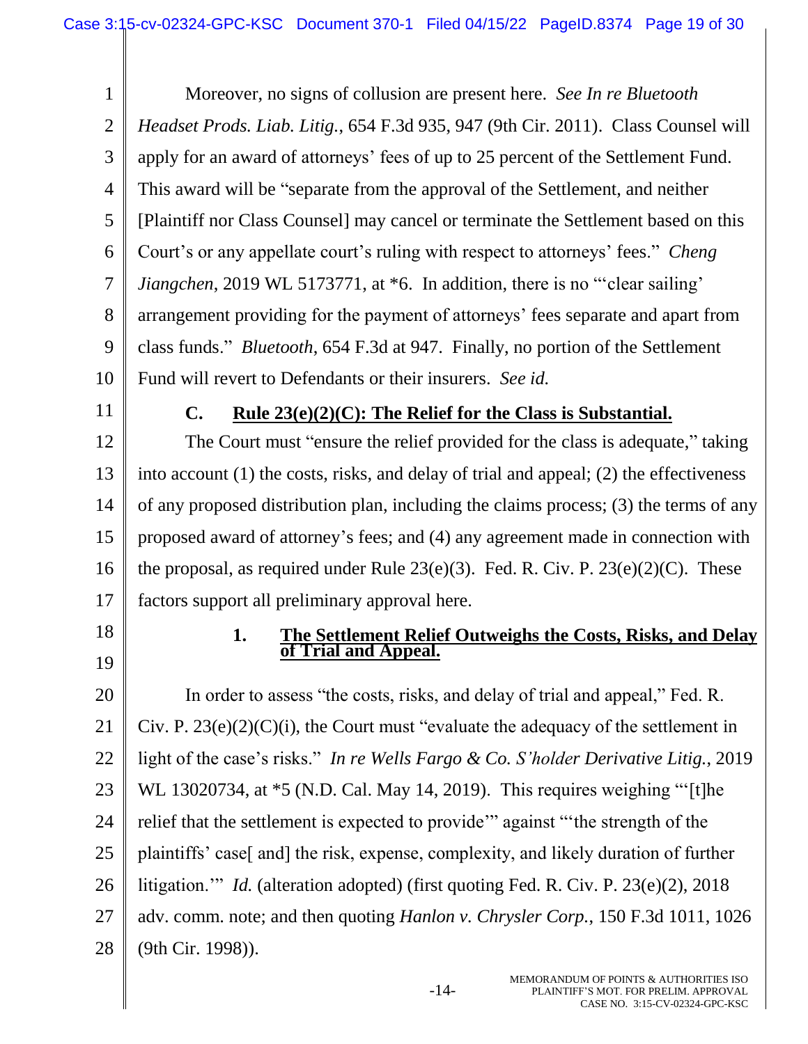Moreover, no signs of collusion are present here. *See In re Bluetooth Headset Prods. Liab. Litig.*, 654 F.3d 935, 947 (9th Cir. 2011). Class Counsel will apply for an award of attorneys' fees of up to 25 percent of the Settlement Fund. This award will be "separate from the approval of the Settlement, and neither [Plaintiff nor Class Counsel] may cancel or terminate the Settlement based on this Court's or any appellate court's ruling with respect to attorneys' fees." *Cheng Jiangchen*, 2019 WL 5173771, at *6. In addition, there is no "'clear sailing' arrangement providing for the payment of attorneys' fees separate and apart from class funds." *Bluetooth*, 654 F.3d at 947. Finally, no portion of the Settlement Fund will revert to Defendants or their insurers. *See id.*

### C. Rule 23(e)(2)(C): The Relief for the Class is Substantial.

The Court must "ensure the relief provided for the class is adequate," taking into account (1) the costs, risks, and delay of trial and appeal; (2) the effectiveness of any proposed distribution plan, including the claims process; (3) the terms of any proposed award of attorney's fees; and (4) any agreement made in connection with the proposal, as required under Rule 23(e)(3). Fed. R. Civ. P. 23(e)(2)(C). These factors support all preliminary approval here.

#### 1. The Settlement Relief Outweighs the Costs, Risks, and Delay of Trial and Appeal.

In order to assess "the costs, risks, and delay of trial and appeal," Fed. R. Civ. P. 23(e)(2)(C)(i), the Court must "evaluate the adequacy of the settlement in light of the case's risks." *In re Wells Fargo & Co. S'holder Derivative Litig.*, 2019 WL 13020734, at *5 (N.D. Cal. May 14, 2019). This requires weighing "'[t]he relief that the settlement is expected to provide'" against "'the strength of the plaintiffs' case[ and] the risk, expense, complexity, and likely duration of further litigation.'" *Id.* (alteration adopted) (first quoting Fed. R. Civ. P. 23(e)(2), 2018 adv. comm. note; and then quoting *Hanlon v. Chrysler Corp.*, 150 F.3d 1011, 1026 (9th Cir. 1998)).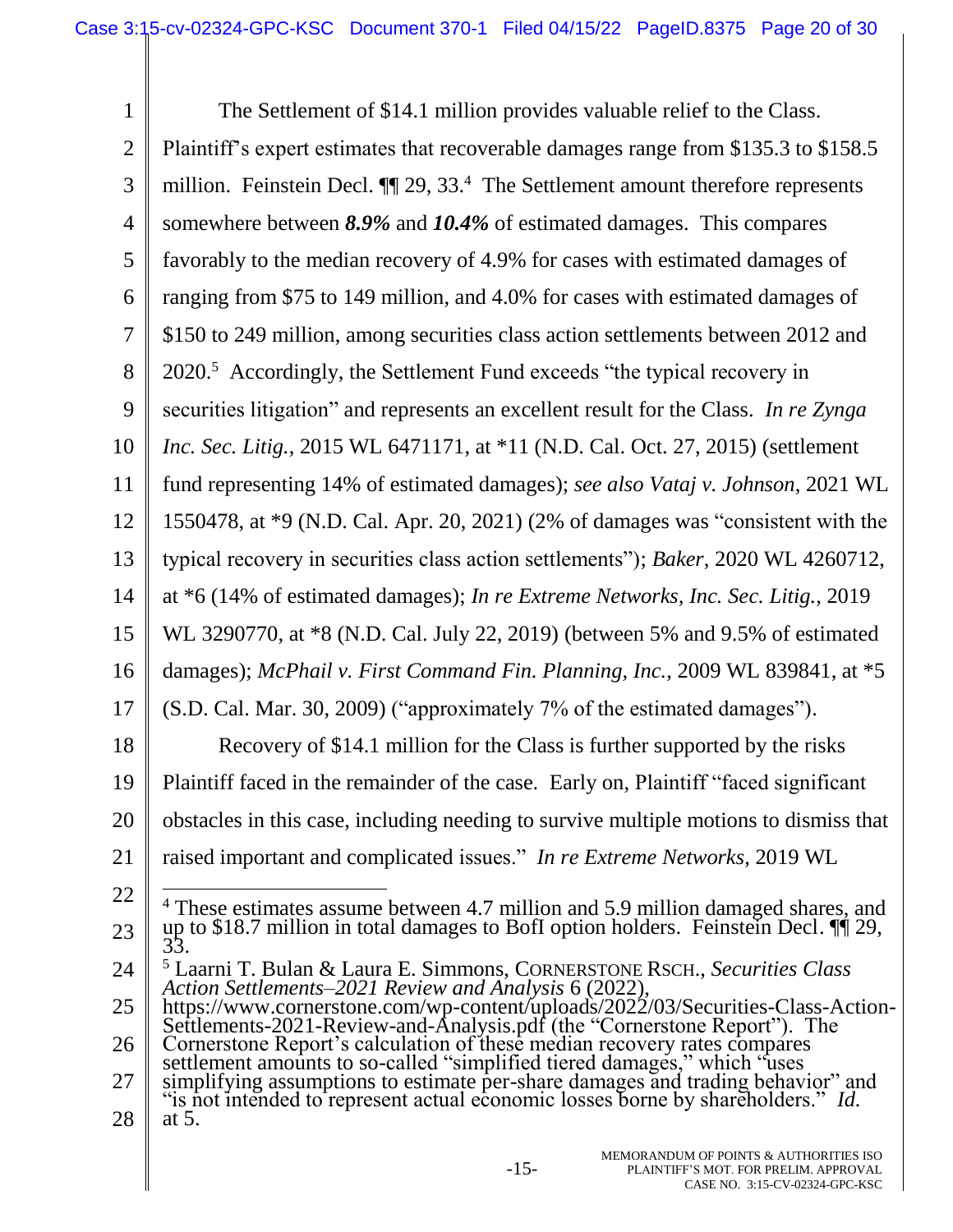The Settlement of $14.1 million provides valuable relief to the Class. Plaintiff's expert estimates that recoverable damages range from $135.3 to $158.5 million. Feinstein Decl. ¶¶ 29, 33.[4] The Settlement amount therefore represents somewhere between ***8.9%*** and ***10.4%*** of estimated damages. This compares favorably to the median recovery of 4.9% for cases with estimated damages of ranging from $75 to 149 million, and 4.0% for cases with estimated damages of $150 to 249 million, among securities class action settlements between 2012 and 2020.[5] Accordingly, the Settlement Fund exceeds "the typical recovery in securities litigation" and represents an excellent result for the Class. *In re Zynga Inc. Sec. Litig.*, 2015 WL 6471171, at *11 (N.D. Cal. Oct. 27, 2015) (settlement fund representing 14% of estimated damages); *see also Vataj v. Johnson*, 2021 WL 1550478, at *9 (N.D. Cal. Apr. 20, 2021) (2% of damages was "consistent with the typical recovery in securities class action settlements"); *Baker*, 2020 WL 4260712, at *6 (14% of estimated damages); *In re Extreme Networks, Inc. Sec. Litig.*, 2019 WL 3290770, at *8 (N.D. Cal. July 22, 2019) (between 5% and 9.5% of estimated damages); *McPhail v. First Command Fin. Planning, Inc.*, 2009 WL 839841, at *5 (S.D. Cal. Mar. 30, 2009) ("approximately 7% of the estimated damages").

Recovery of $14.1 million for the Class is further supported by the risks Plaintiff faced in the remainder of the case. Early on, Plaintiff "faced significant obstacles in this case, including needing to survive multiple motions to dismiss that raised important and complicated issues." *In re Extreme Networks*, 2019 WL

---

[4] These estimates assume between 4.7 million and 5.9 million damaged shares, and up to $18.7 million in total damages to BofI option holders. Feinstein Decl. ¶¶ 29, 33.

[5] Laarni T. Bulan & Laura E. Simmons, Cornerstone Rsch., *Securities Class Action Settlements–2021 Review and Analysis* 6 (2022), https://www.cornerstone.com/wp-content/uploads/2022/03/Securities-Class-Action-Settlements-2021-Review-and-Analysis.pdf (the "Cornerstone Report"). The Cornerstone Report's calculation of these median recovery rates compares settlement amounts to so-called "simplified tiered damages," which "uses simplifying assumptions to estimate per-share damages and trading behavior" and "is not intended to represent actual economic losses borne by shareholders." *Id.* at 5.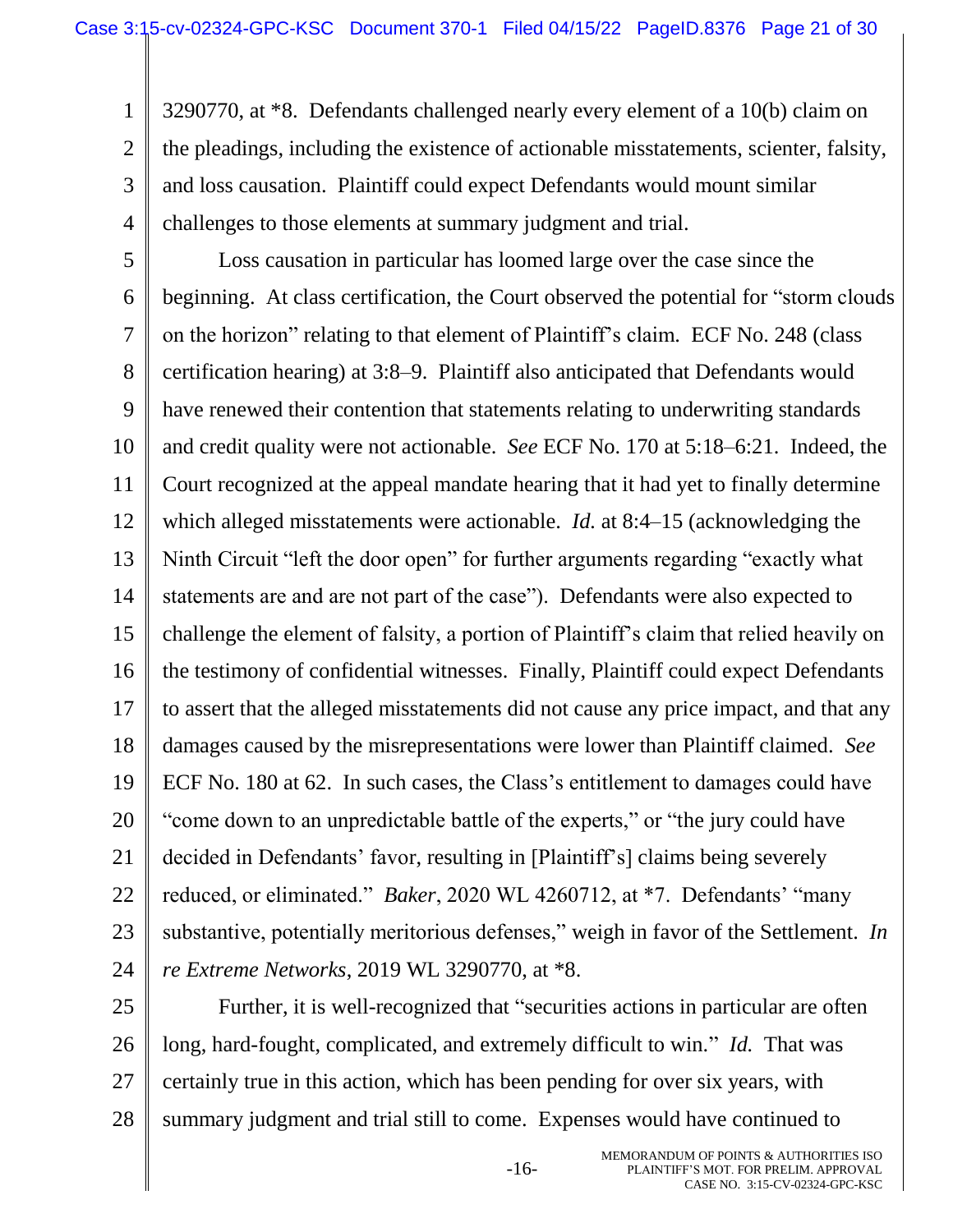3290770, at *8. Defendants challenged nearly every element of a 10(b) claim on the pleadings, including the existence of actionable misstatements, scienter, falsity, and loss causation. Plaintiff could expect Defendants would mount similar challenges to those elements at summary judgment and trial.

Loss causation in particular has loomed large over the case since the beginning. At class certification, the Court observed the potential for "storm clouds on the horizon" relating to that element of Plaintiff's claim. ECF No. 248 (class certification hearing) at 3:8–9. Plaintiff also anticipated that Defendants would have renewed their contention that statements relating to underwriting standards and credit quality were not actionable. *See* ECF No. 170 at 5:18–6:21. Indeed, the Court recognized at the appeal mandate hearing that it had yet to finally determine which alleged misstatements were actionable. *Id.* at 8:4–15 (acknowledging the Ninth Circuit "left the door open" for further arguments regarding "exactly what statements are and are not part of the case"). Defendants were also expected to challenge the element of falsity, a portion of Plaintiff's claim that relied heavily on the testimony of confidential witnesses. Finally, Plaintiff could expect Defendants to assert that the alleged misstatements did not cause any price impact, and that any damages caused by the misrepresentations were lower than Plaintiff claimed. *See* ECF No. 180 at 62. In such cases, the Class's entitlement to damages could have "come down to an unpredictable battle of the experts," or "the jury could have decided in Defendants' favor, resulting in [Plaintiff's] claims being severely reduced, or eliminated." *Baker*, 2020 WL 4260712, at *7. Defendants' "many substantive, potentially meritorious defenses," weigh in favor of the Settlement. *In re Extreme Networks*, 2019 WL 3290770, at *8.

Further, it is well-recognized that "securities actions in particular are often long, hard-fought, complicated, and extremely difficult to win." *Id.* That was certainly true in this action, which has been pending for over six years, with summary judgment and trial still to come. Expenses would have continued to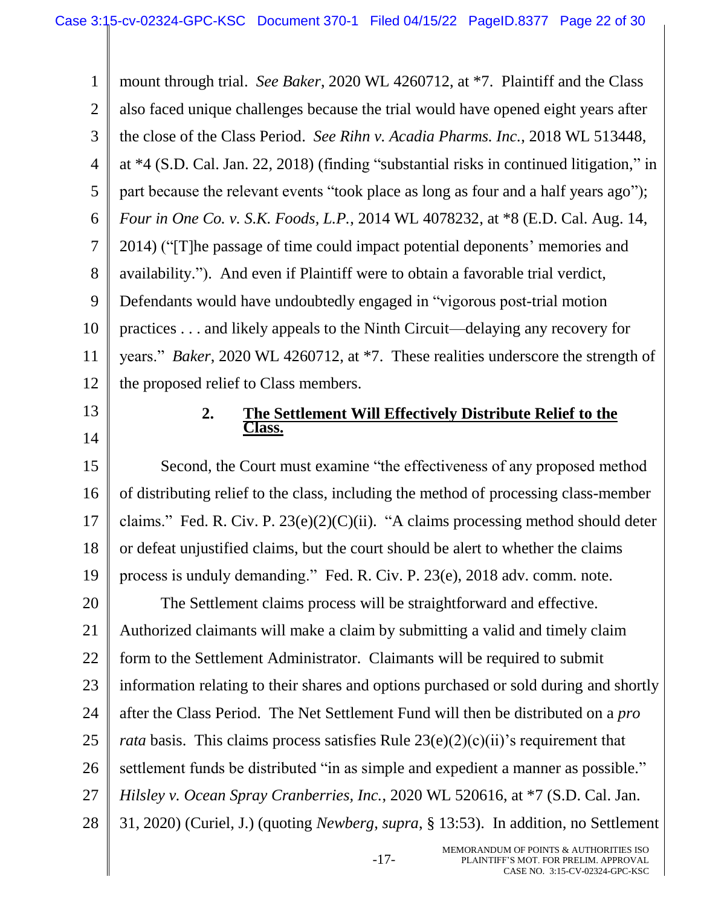mount through trial. *See Baker*, 2020 WL 4260712, at *7. Plaintiff and the Class also faced unique challenges because the trial would have opened eight years after the close of the Class Period. *See Rihn v. Acadia Pharms. Inc.*, 2018 WL 513448, at *4 (S.D. Cal. Jan. 22, 2018) (finding "substantial risks in continued litigation," in part because the relevant events "took place as long as four and a half years ago"); *Four in One Co. v. S.K. Foods, L.P.*, 2014 WL 4078232, at *8 (E.D. Cal. Aug. 14, 2014) ("[T]he passage of time could impact potential deponents' memories and availability."). And even if Plaintiff were to obtain a favorable trial verdict, Defendants would have undoubtedly engaged in "vigorous post-trial motion practices . . . and likely appeals to the Ninth Circuit—delaying any recovery for years." *Baker*, 2020 WL 4260712, at *7. These realities underscore the strength of the proposed relief to Class members.

### 2. The Settlement Will Effectively Distribute Relief to the Class.

Second, the Court must examine "the effectiveness of any proposed method of distributing relief to the class, including the method of processing class-member claims." Fed. R. Civ. P. 23(e)(2)(C)(ii). "A claims processing method should deter or defeat unjustified claims, but the court should be alert to whether the claims process is unduly demanding." Fed. R. Civ. P. 23(e), 2018 adv. comm. note.

The Settlement claims process will be straightforward and effective. Authorized claimants will make a claim by submitting a valid and timely claim form to the Settlement Administrator. Claimants will be required to submit information relating to their shares and options purchased or sold during and shortly after the Class Period. The Net Settlement Fund will then be distributed on a *pro rata* basis. This claims process satisfies Rule 23(e)(2)(c)(ii)'s requirement that settlement funds be distributed "in as simple and expedient a manner as possible." *Hilsley v. Ocean Spray Cranberries, Inc.*, 2020 WL 520616, at *7 (S.D. Cal. Jan. 31, 2020) (Curiel, J.) (quoting *Newberg*, *supra*, § 13:53). In addition, no Settlement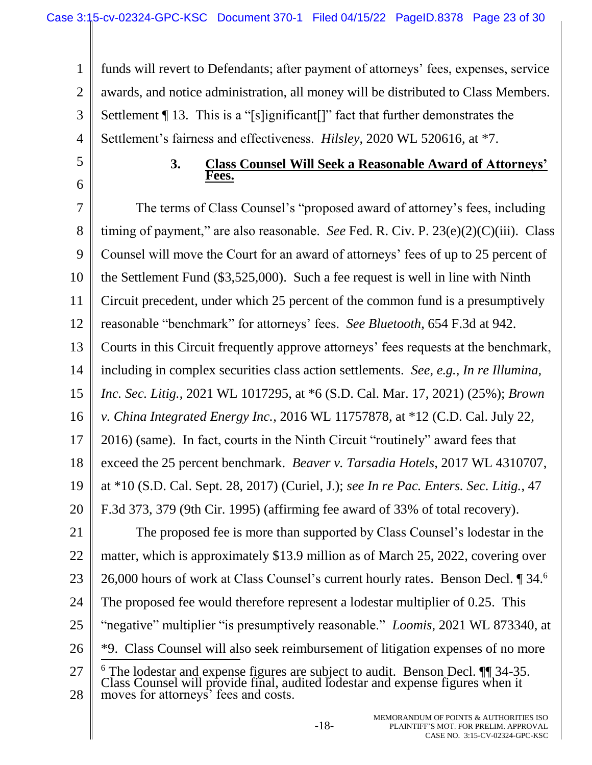funds will revert to Defendants; after payment of attorneys' fees, expenses, service awards, and notice administration, all money will be distributed to Class Members. Settlement ¶ 13. This is a "[s]ignificant[]" fact that further demonstrates the Settlement's fairness and effectiveness. *Hilsley*, 2020 WL 520616, at *7.

### 3. Class Counsel Will Seek a Reasonable Award of Attorneys' Fees.

The terms of Class Counsel's "proposed award of attorney's fees, including timing of payment," are also reasonable. *See* Fed. R. Civ. P. 23(e)(2)(C)(iii). Class Counsel will move the Court for an award of attorneys' fees of up to 25 percent of the Settlement Fund ($3,525,000). Such a fee request is well in line with Ninth Circuit precedent, under which 25 percent of the common fund is a presumptively reasonable "benchmark" for attorneys' fees. *See Bluetooth*, 654 F.3d at 942. Courts in this Circuit frequently approve attorneys' fees requests at the benchmark, including in complex securities class action settlements. *See, e.g.*, *In re Illumina, Inc. Sec. Litig.*, 2021 WL 1017295, at *6 (S.D. Cal. Mar. 17, 2021) (25%); *Brown v. China Integrated Energy Inc.*, 2016 WL 11757878, at *12 (C.D. Cal. July 22, 2016) (same). In fact, courts in the Ninth Circuit "routinely" award fees that exceed the 25 percent benchmark. *Beaver v. Tarsadia Hotels*, 2017 WL 4310707, at *10 (S.D. Cal. Sept. 28, 2017) (Curiel, J.); *see In re Pac. Enters. Sec. Litig.*, 47 F.3d 373, 379 (9th Cir. 1995) (affirming fee award of 33% of total recovery).

The proposed fee is more than supported by Class Counsel's lodestar in the matter, which is approximately $13.9 million as of March 25, 2022, covering over 26,000 hours of work at Class Counsel's current hourly rates. Benson Decl. ¶ 34.[6] The proposed fee would therefore represent a lodestar multiplier of 0.25. This "negative" multiplier "is presumptively reasonable." *Loomis*, 2021 WL 873340, at *9. Class Counsel will also seek reimbursement of litigation expenses of no more

[6] The lodestar and expense figures are subject to audit. Benson Decl. ¶¶ 34-35. Class Counsel will provide final, audited lodestar and expense figures when it moves for attorneys' fees and costs.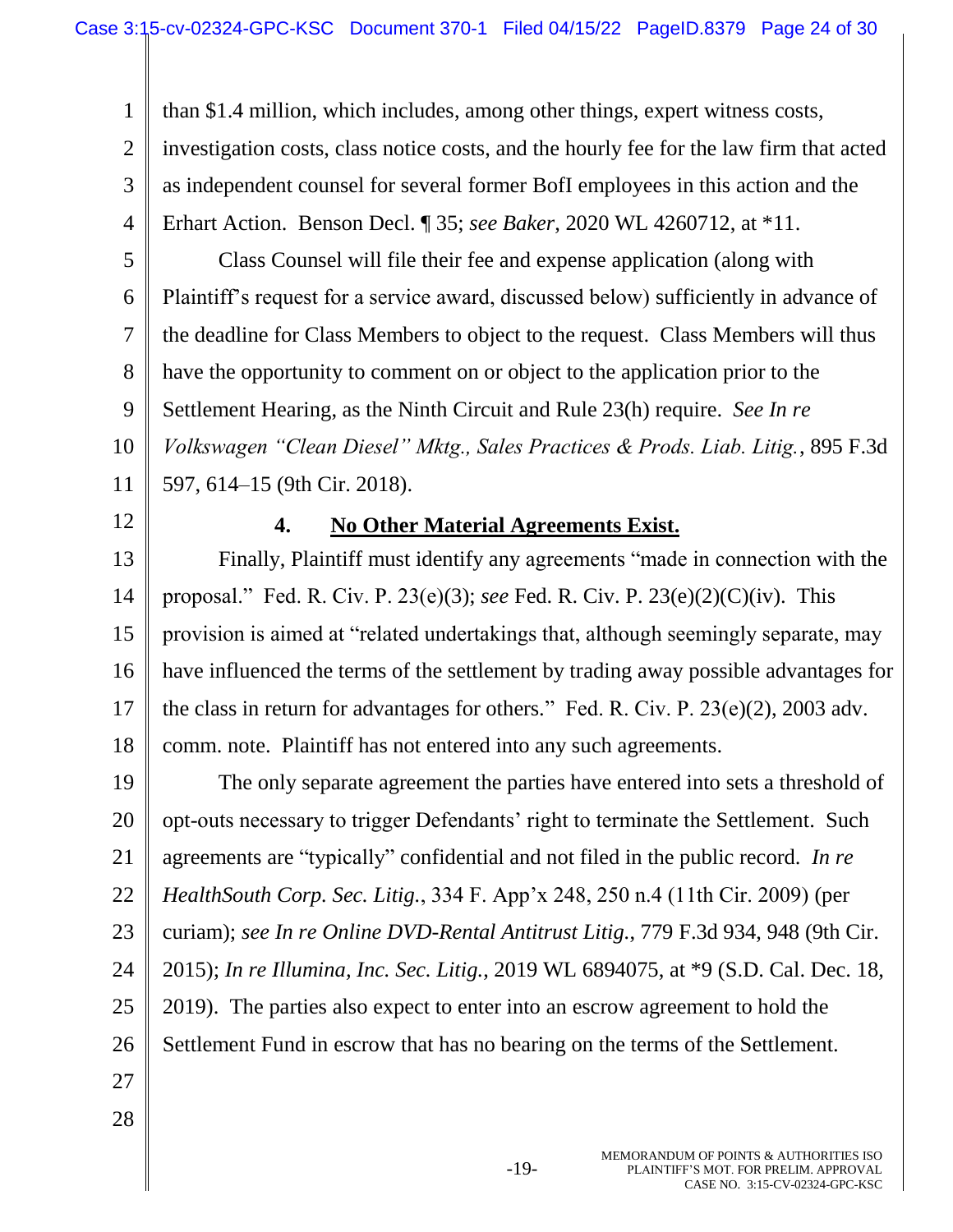than $1.4 million, which includes, among other things, expert witness costs, investigation costs, class notice costs, and the hourly fee for the law firm that acted as independent counsel for several former BofI employees in this action and the Erhart Action. Benson Decl. ¶ 35; *see Baker*, 2020 WL 4260712, at *11.

Class Counsel will file their fee and expense application (along with Plaintiff's request for a service award, discussed below) sufficiently in advance of the deadline for Class Members to object to the request. Class Members will thus have the opportunity to comment on or object to the application prior to the Settlement Hearing, as the Ninth Circuit and Rule 23(h) require. *See In re Volkswagen "Clean Diesel" Mktg., Sales Practices & Prods. Liab. Litig.*, 895 F.3d 597, 614–15 (9th Cir. 2018).

### 4. **No Other Material Agreements Exist.**

Finally, Plaintiff must identify any agreements "made in connection with the proposal." Fed. R. Civ. P. 23(e)(3); *see* Fed. R. Civ. P. 23(e)(2)(C)(iv). This provision is aimed at "related undertakings that, although seemingly separate, may have influenced the terms of the settlement by trading away possible advantages for the class in return for advantages for others." Fed. R. Civ. P. 23(e)(2), 2003 adv. comm. note. Plaintiff has not entered into any such agreements.

The only separate agreement the parties have entered into sets a threshold of opt-outs necessary to trigger Defendants' right to terminate the Settlement. Such agreements are "typically" confidential and not filed in the public record. *In re HealthSouth Corp. Sec. Litig.*, 334 F. App'x 248, 250 n.4 (11th Cir. 2009) (per curiam); *see In re Online DVD-Rental Antitrust Litig.*, 779 F.3d 934, 948 (9th Cir. 2015); *In re Illumina, Inc. Sec. Litig.*, 2019 WL 6894075, at *9 (S.D. Cal. Dec. 18, 2019). The parties also expect to enter into an escrow agreement to hold the Settlement Fund in escrow that has no bearing on the terms of the Settlement.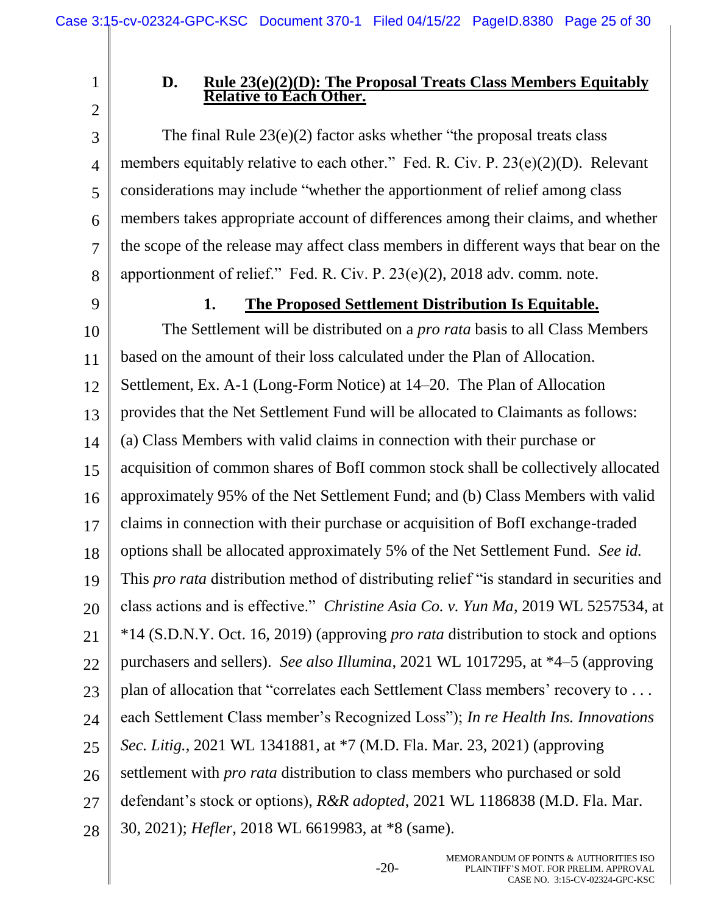### D. Rule 23(e)(2)(D): The Proposal Treats Class Members Equitably Relative to Each Other.

The final Rule 23(e)(2) factor asks whether "the proposal treats class members equitably relative to each other." Fed. R. Civ. P. 23(e)(2)(D). Relevant considerations may include "whether the apportionment of relief among class members takes appropriate account of differences among their claims, and whether the scope of the release may affect class members in different ways that bear on the apportionment of relief." Fed. R. Civ. P. 23(e)(2), 2018 adv. comm. note.

#### 1. The Proposed Settlement Distribution Is Equitable.

The Settlement will be distributed on a *pro rata* basis to all Class Members based on the amount of their loss calculated under the Plan of Allocation. Settlement, Ex. A-1 (Long-Form Notice) at 14–20. The Plan of Allocation provides that the Net Settlement Fund will be allocated to Claimants as follows: (a) Class Members with valid claims in connection with their purchase or acquisition of common shares of BofI common stock shall be collectively allocated approximately 95% of the Net Settlement Fund; and (b) Class Members with valid claims in connection with their purchase or acquisition of BofI exchange-traded options shall be allocated approximately 5% of the Net Settlement Fund. *See id.* This *pro rata* distribution method of distributing relief "is standard in securities and class actions and is effective." *Christine Asia Co. v. Yun Ma*, 2019 WL 5257534, at *14 (S.D.N.Y. Oct. 16, 2019) (approving *pro rata* distribution to stock and options purchasers and sellers). *See also Illumina*, 2021 WL 1017295, at *4–5 (approving plan of allocation that "correlates each Settlement Class members' recovery to . . . each Settlement Class member's Recognized Loss"); *In re Health Ins. Innovations Sec. Litig.*, 2021 WL 1341881, at *7 (M.D. Fla. Mar. 23, 2021) (approving settlement with *pro rata* distribution to class members who purchased or sold defendant's stock or options), *R&R adopted*, 2021 WL 1186838 (M.D. Fla. Mar. 30, 2021); *Hefler*, 2018 WL 6619983, at *8 (same).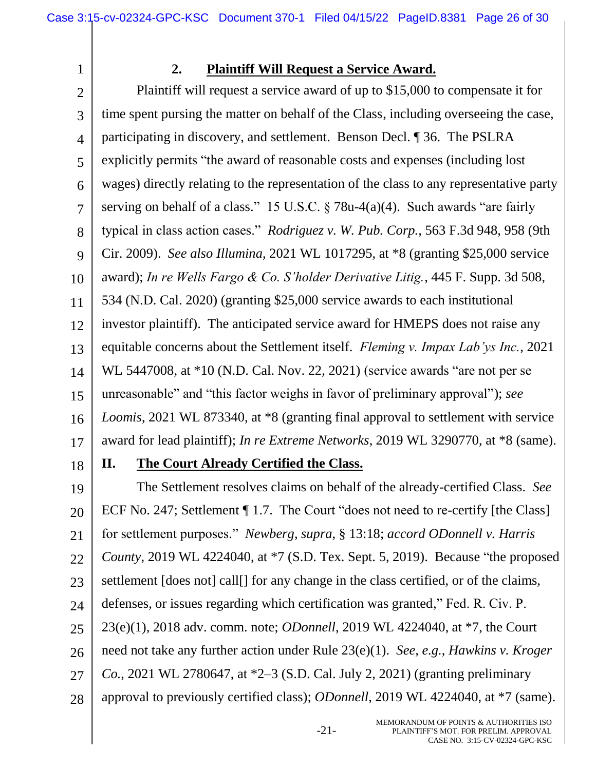### 2. **Plaintiff Will Request a Service Award.**

Plaintiff will request a service award of up to $15,000 to compensate it for time spent pursing the matter on behalf of the Class, including overseeing the case, participating in discovery, and settlement. Benson Decl. ¶ 36. The PSLRA explicitly permits "the award of reasonable costs and expenses (including lost wages) directly relating to the representation of the class to any representative party serving on behalf of a class." 15 U.S.C. § 78u-4(a)(4). Such awards "are fairly typical in class action cases." *Rodriguez v. W. Pub. Corp.*, 563 F.3d 948, 958 (9th Cir. 2009). *See also Illumina*, 2021 WL 1017295, at *8 (granting $25,000 service award); *In re Wells Fargo & Co. S'holder Derivative Litig.*, 445 F. Supp. 3d 508, 534 (N.D. Cal. 2020) (granting $25,000 service awards to each institutional investor plaintiff). The anticipated service award for HMEPS does not raise any equitable concerns about the Settlement itself. *Fleming v. Impax Lab'ys Inc.*, 2021 WL 5447008, at *10 (N.D. Cal. Nov. 22, 2021) (service awards "are not per se unreasonable" and "this factor weighs in favor of preliminary approval"); *see Loomis*, 2021 WL 873340, at *8 (granting final approval to settlement with service award for lead plaintiff); *In re Extreme Networks*, 2019 WL 3290770, at *8 (same).

## II. **The Court Already Certified the Class.**

The Settlement resolves claims on behalf of the already-certified Class. *See* ECF No. 247; Settlement ¶ 1.7. The Court "does not need to re-certify [the Class] for settlement purposes." *Newberg*, *supra*, § 13:18; *accord ODonnell v. Harris County*, 2019 WL 4224040, at *7 (S.D. Tex. Sept. 5, 2019). Because "the proposed settlement [does not] call[] for any change in the class certified, or of the claims, defenses, or issues regarding which certification was granted," Fed. R. Civ. P. 23(e)(1), 2018 adv. comm. note; *ODonnell*, 2019 WL 4224040, at *7, the Court need not take any further action under Rule 23(e)(1). *See, e.g.*, *Hawkins v. Kroger Co.*, 2021 WL 2780647, at *2–3 (S.D. Cal. July 2, 2021) (granting preliminary approval to previously certified class); *ODonnell*, 2019 WL 4224040, at *7 (same).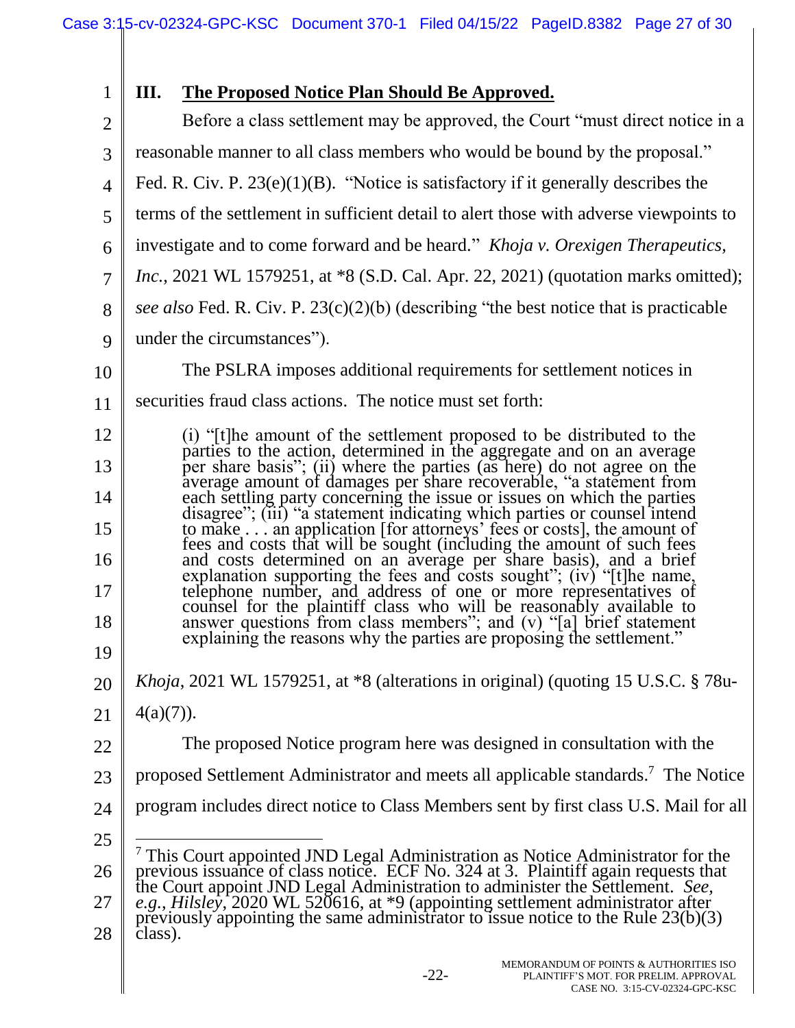## III. **The Proposed Notice Plan Should Be Approved.**

Before a class settlement may be approved, the Court "must direct notice in a reasonable manner to all class members who would be bound by the proposal." Fed. R. Civ. P. 23(e)(1)(B). "Notice is satisfactory if it generally describes the terms of the settlement in sufficient detail to alert those with adverse viewpoints to investigate and to come forward and be heard." *Khoja v. Orexigen Therapeutics, Inc.*, 2021 WL 1579251, at *8 (S.D. Cal. Apr. 22, 2021) (quotation marks omitted); *see also* Fed. R. Civ. P. 23(c)(2)(b) (describing "the best notice that is practicable under the circumstances").

The PSLRA imposes additional requirements for settlement notices in securities fraud class actions. The notice must set forth:

> (i) "[t]he amount of the settlement proposed to be distributed to the parties to the action, determined in the aggregate and on an average per share basis"; (ii) where the parties (as here) do not agree on the average amount of damages per share recoverable, "a statement from each settling party concerning the issue or issues on which the parties disagree"; (iii) "a statement indicating which parties or counsel intend to make . . . an application [for attorneys' fees or costs], the amount of fees and costs that will be sought (including the amount of such fees and costs determined on an average per share basis), and a brief explanation supporting the fees and costs sought"; (iv) "[t]he name, telephone number, and address of one or more representatives of counsel for the plaintiff class who will be reasonably available to answer questions from class members"; and (v) "[a] brief statement explaining the reasons why the parties are proposing the settlement."

*Khoja*, 2021 WL 1579251, at *8 (alterations in original) (quoting 15 U.S.C. § 78u-4(a)(7)).

The proposed Notice program here was designed in consultation with the proposed Settlement Administrator and meets all applicable standards.[7] The Notice program includes direct notice to Class Members sent by first class U.S. Mail for all

---

[7] This Court appointed JND Legal Administration as Notice Administrator for the previous issuance of class notice. ECF No. 324 at 3. Plaintiff again requests that the Court appoint JND Legal Administration to administer the Settlement. *See, e.g.*, *Hilsley*, 2020 WL 520616, at *9 (appointing settlement administrator after previously appointing the same administrator to issue notice to the Rule 23(b)(3) class).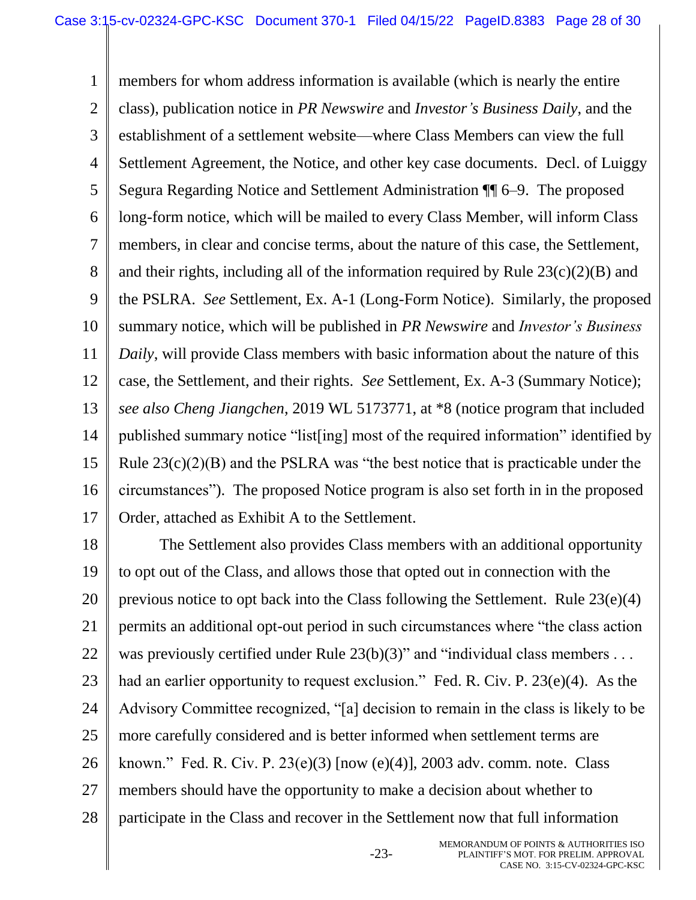members for whom address information is available (which is nearly the entire class), publication notice in *PR Newswire* and *Investor's Business Daily*, and the establishment of a settlement website—where Class Members can view the full Settlement Agreement, the Notice, and other key case documents. Decl. of Luiggy Segura Regarding Notice and Settlement Administration ¶¶ 6–9. The proposed long-form notice, which will be mailed to every Class Member, will inform Class members, in clear and concise terms, about the nature of this case, the Settlement, and their rights, including all of the information required by Rule 23(c)(2)(B) and the PSLRA. *See* Settlement, Ex. A-1 (Long-Form Notice). Similarly, the proposed summary notice, which will be published in *PR Newswire* and *Investor's Business Daily*, will provide Class members with basic information about the nature of this case, the Settlement, and their rights. *See* Settlement, Ex. A-3 (Summary Notice); *see also Cheng Jiangchen*, 2019 WL 5173771, at *8 (notice program that included published summary notice "list[ing] most of the required information" identified by Rule 23(c)(2)(B) and the PSLRA was "the best notice that is practicable under the circumstances"). The proposed Notice program is also set forth in in the proposed Order, attached as Exhibit A to the Settlement.

The Settlement also provides Class members with an additional opportunity to opt out of the Class, and allows those that opted out in connection with the previous notice to opt back into the Class following the Settlement. Rule 23(e)(4) permits an additional opt-out period in such circumstances where "the class action was previously certified under Rule 23(b)(3)" and "individual class members . . . had an earlier opportunity to request exclusion." Fed. R. Civ. P. 23(e)(4). As the Advisory Committee recognized, "[a] decision to remain in the class is likely to be more carefully considered and is better informed when settlement terms are known." Fed. R. Civ. P. 23(e)(3) [now (e)(4)], 2003 adv. comm. note. Class members should have the opportunity to make a decision about whether to participate in the Class and recover in the Settlement now that full information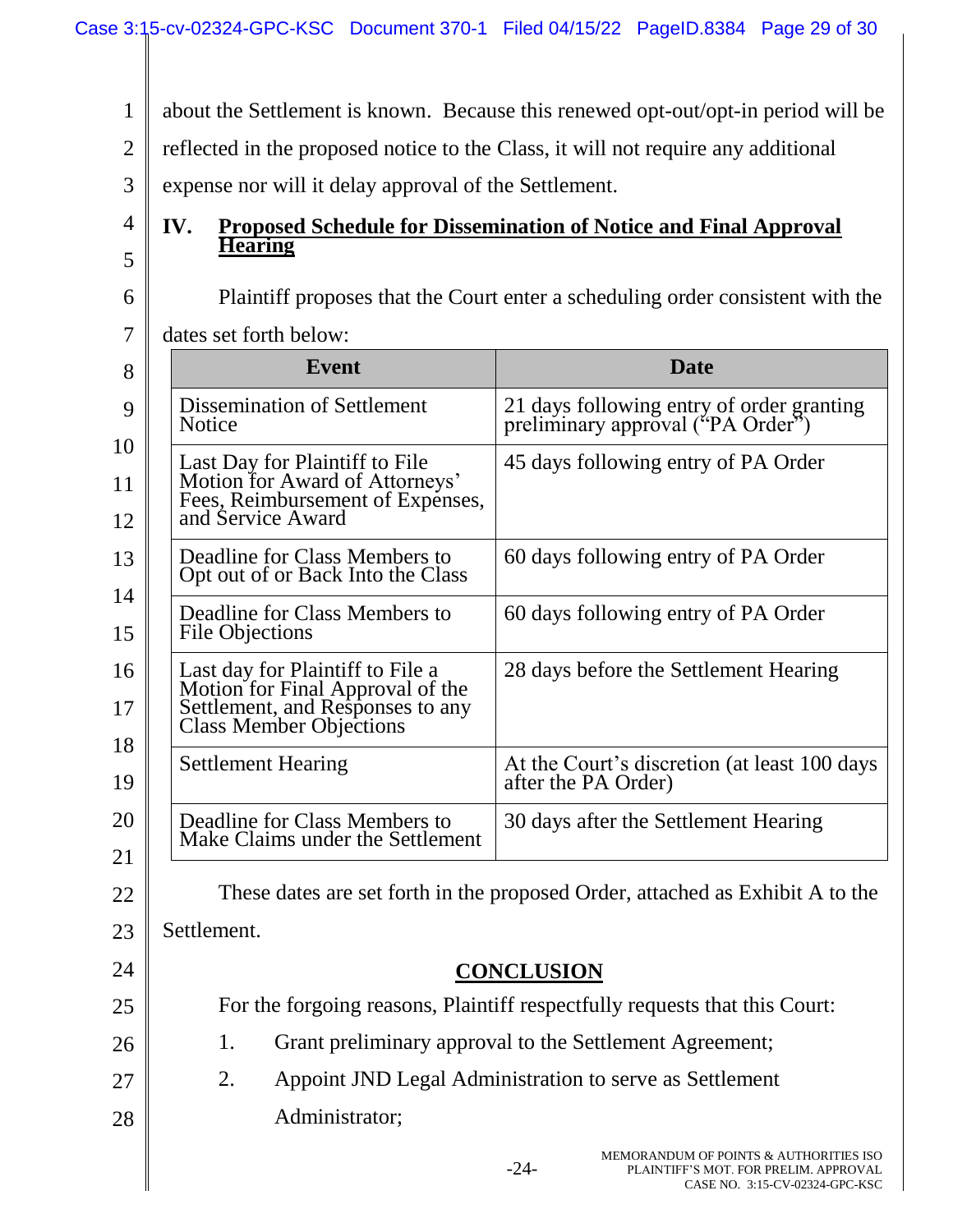about the Settlement is known. Because this renewed opt-out/opt-in period will be reflected in the proposed notice to the Class, it will not require any additional expense nor will it delay approval of the Settlement.

## IV. Proposed Schedule for Dissemination of Notice and Final Approval Hearing

Plaintiff proposes that the Court enter a scheduling order consistent with the dates set forth below:

| Event | Date |
|---|---|
| Dissemination of Settlement Notice | 21 days following entry of order granting preliminary approval ("PA Order") |
| Last Day for Plaintiff to File Motion for Award of Attorneys' Fees, Reimbursement of Expenses, and Service Award | 45 days following entry of PA Order |
| Deadline for Class Members to Opt out of or Back Into the Class | 60 days following entry of PA Order |
| Deadline for Class Members to File Objections | 60 days following entry of PA Order |
| Last day for Plaintiff to File a Motion for Final Approval of the Settlement, and Responses to any Class Member Objections | 28 days before the Settlement Hearing |
| Settlement Hearing | At the Court's discretion (at least 100 days after the PA Order) |
| Deadline for Class Members to Make Claims under the Settlement | 30 days after the Settlement Hearing |

These dates are set forth in the proposed Order, attached as Exhibit A to the Settlement.

## CONCLUSION

For the forgoing reasons, Plaintiff respectfully requests that this Court:

1. Grant preliminary approval to the Settlement Agreement;
2. Appoint JND Legal Administration to serve as Settlement Administrator;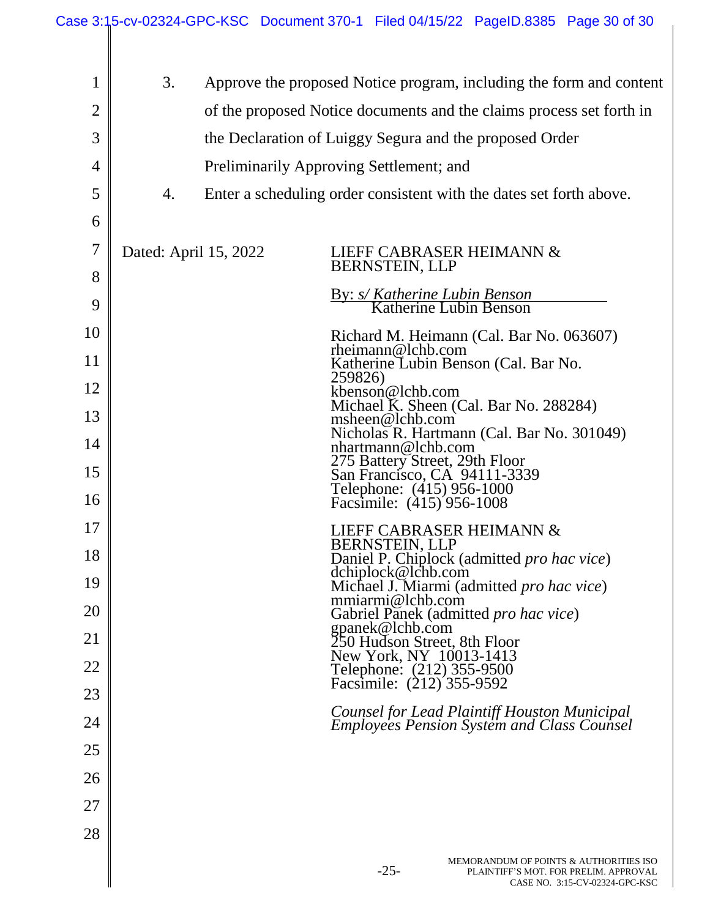3. Approve the proposed Notice program, including the form and content of the proposed Notice documents and the claims process set forth in the Declaration of Luiggy Segura and the proposed Order Preliminarily Approving Settlement; and

4. Enter a scheduling order consistent with the dates set forth above.

Dated: April 15, 2022

LIEFF CABRASER HEIMANN & BERNSTEIN, LLP

By: *s/ Katherine Lubin Benson*
Katherine Lubin Benson

Richard M. Heimann (Cal. Bar No. 063607)
rheimann@lchb.com
Katherine Lubin Benson (Cal. Bar No. 259826)
kbenson@lchb.com
Michael K. Sheen (Cal. Bar No. 288284)
msheen@lchb.com
Nicholas R. Hartmann (Cal. Bar No. 301049)
nhartmann@lchb.com
275 Battery Street, 29th Floor
San Francisco, CA 94111-3339
Telephone: (415) 956-1000
Facsimile: (415) 956-1008

LIEFF CABRASER HEIMANN & BERNSTEIN, LLP
Daniel P. Chiplock (admitted *pro hac vice*)
dchiplock@lchb.com
Michael J. Miarmi (admitted *pro hac vice*)
mmiarmi@lchb.com
Gabriel Panek (admitted *pro hac vice*)
gpanek@lchb.com
250 Hudson Street, 8th Floor
New York, NY 10013-1413
Telephone: (212) 355-9500
Facsimile: (212) 355-9592

*Counsel for Lead Plaintiff Houston Municipal Employees Pension System and Class Counsel*